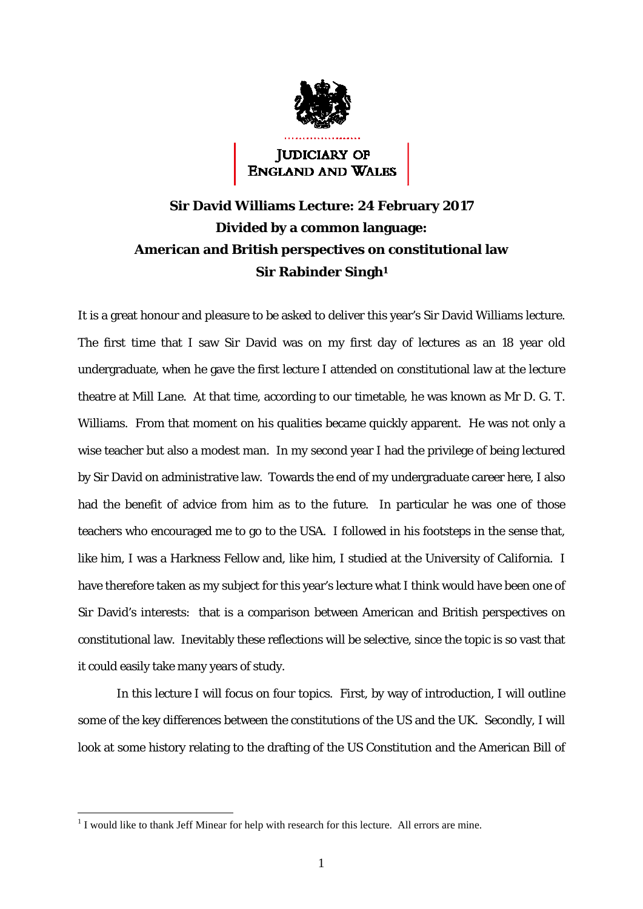JUDICIARY OF ENGLAND AND WALES

# Sir David Williams Lecture: 24 February 2017
# Divided by a common language: American and British perspectives on constitutional law
## Sir Rabinder Singh[1]

It is a great honour and pleasure to be asked to deliver this year's Sir David Williams lecture. The first time that I saw Sir David was on my first day of lectures as an 18 year old undergraduate, when he gave the first lecture I attended on constitutional law at the lecture theatre at Mill Lane. At that time, according to our timetable, he was known as Mr D. G. T. Williams. From that moment on his qualities became quickly apparent. He was not only a wise teacher but also a modest man. In my second year I had the privilege of being lectured by Sir David on administrative law. Towards the end of my undergraduate career here, I also had the benefit of advice from him as to the future. In particular he was one of those teachers who encouraged me to go to the USA. I followed in his footsteps in the sense that, like him, I was a Harkness Fellow and, like him, I studied at the University of California. I have therefore taken as my subject for this year's lecture what I think would have been one of Sir David's interests: that is a comparison between American and British perspectives on constitutional law. Inevitably these reflections will be selective, since the topic is so vast that it could easily take many years of study.

In this lecture I will focus on four topics. First, by way of introduction, I will outline some of the key differences between the constitutions of the US and the UK. Secondly, I will look at some history relating to the drafting of the US Constitution and the American Bill of

---

[1] I would like to thank Jeff Minear for help with research for this lecture. All errors are mine.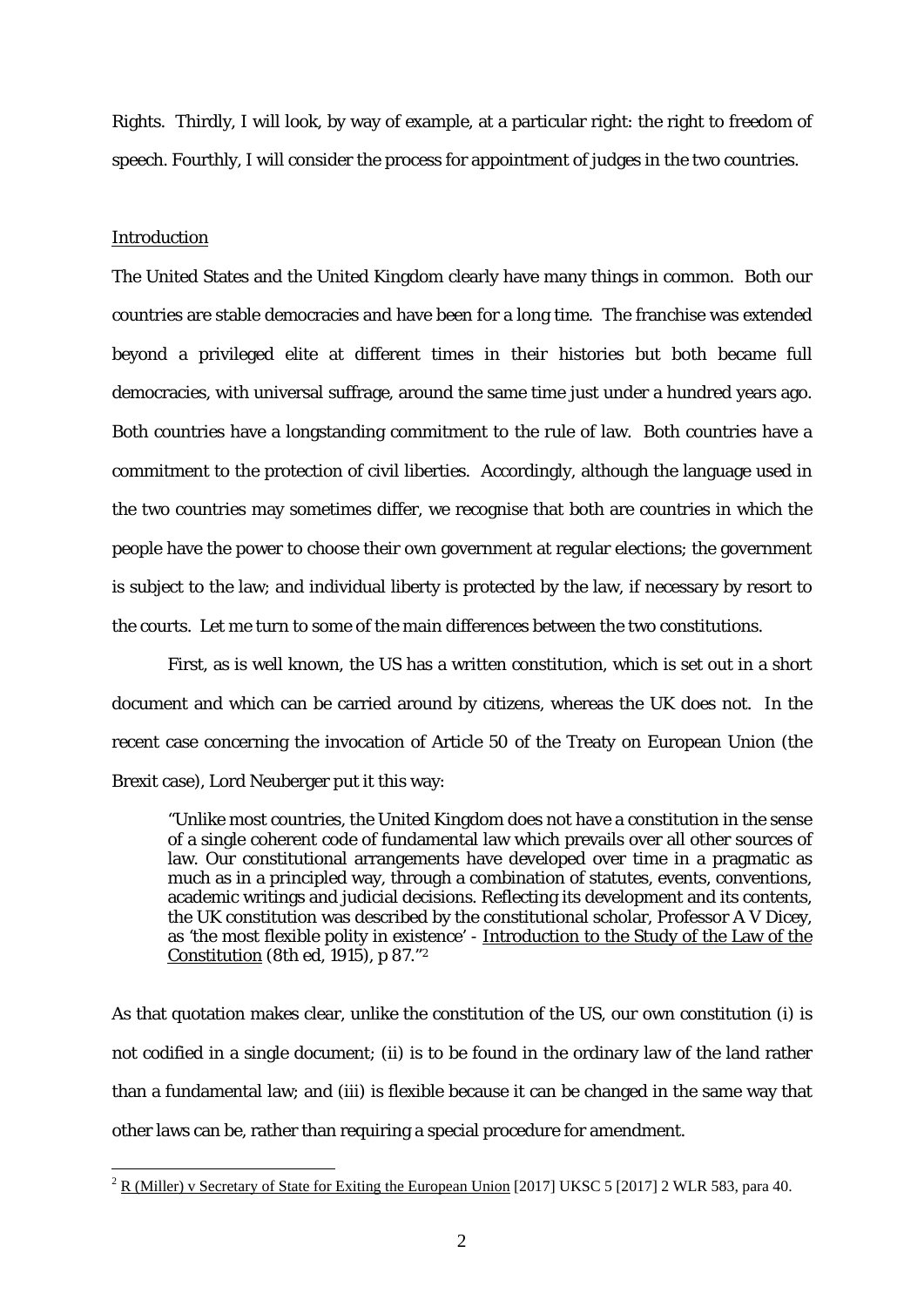Rights. Thirdly, I will look, by way of example, at a particular right: the right to freedom of speech. Fourthly, I will consider the process for appointment of judges in the two countries.

## Introduction

The United States and the United Kingdom clearly have many things in common. Both our countries are stable democracies and have been for a long time. The franchise was extended beyond a privileged elite at different times in their histories but both became full democracies, with universal suffrage, around the same time just under a hundred years ago. Both countries have a longstanding commitment to the rule of law. Both countries have a commitment to the protection of civil liberties. Accordingly, although the language used in the two countries may sometimes differ, we recognise that both are countries in which the people have the power to choose their own government at regular elections; the government is subject to the law; and individual liberty is protected by the law, if necessary by resort to the courts. Let me turn to some of the main differences between the two constitutions.

First, as is well known, the US has a written constitution, which is set out in a short document and which can be carried around by citizens, whereas the UK does not. In the recent case concerning the invocation of Article 50 of the Treaty on European Union (the Brexit case), Lord Neuberger put it this way:

> "Unlike most countries, the United Kingdom does not have a constitution in the sense of a single coherent code of fundamental law which prevails over all other sources of law. Our constitutional arrangements have developed over time in a pragmatic as much as in a principled way, through a combination of statutes, events, conventions, academic writings and judicial decisions. Reflecting its development and its contents, the UK constitution was described by the constitutional scholar, Professor A V Dicey, as 'the most flexible polity in existence' - Introduction to the Study of the Law of the Constitution (8th ed, 1915), p 87."[2]

As that quotation makes clear, unlike the constitution of the US, our own constitution (i) is not codified in a single document; (ii) is to be found in the ordinary law of the land rather than a fundamental law; and (iii) is flexible because it can be changed in the same way that other laws can be, rather than requiring a special procedure for amendment.

---

[2] R (Miller) v Secretary of State for Exiting the European Union [2017] UKSC 5 [2017] 2 WLR 583, para 40.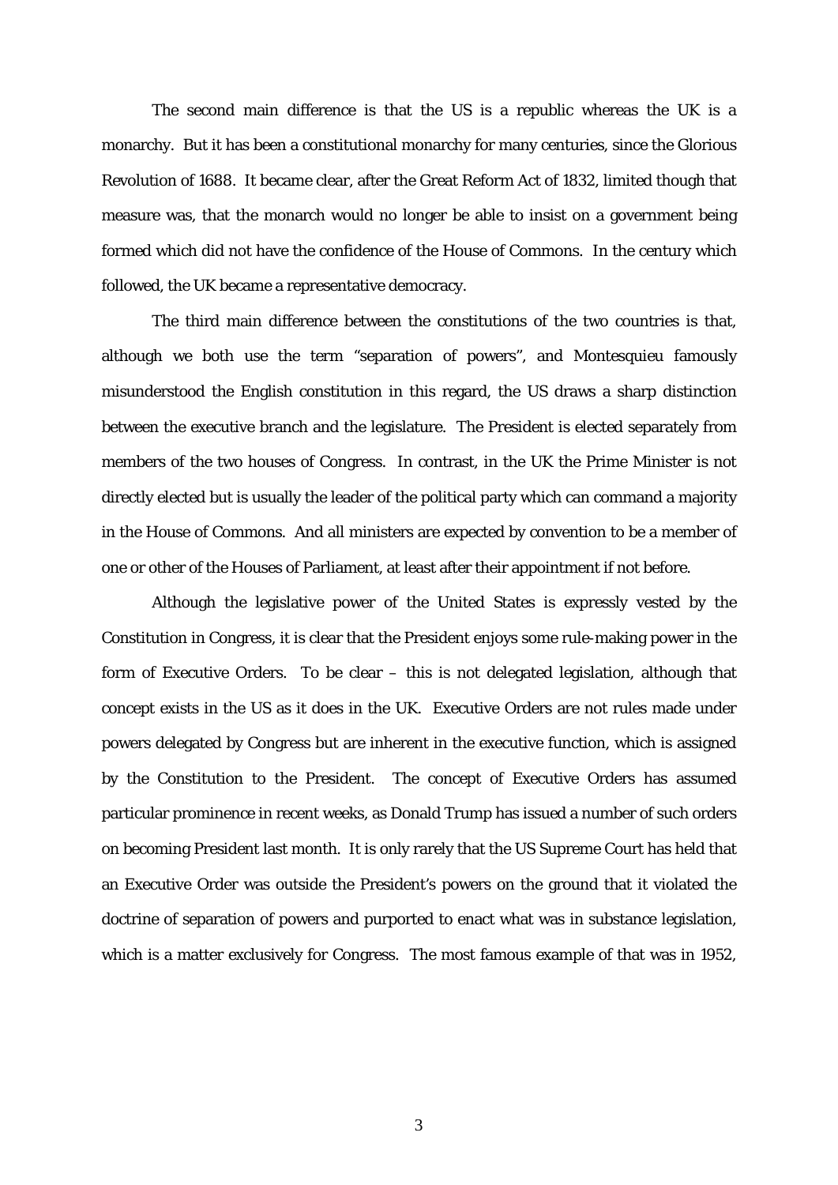The second main difference is that the US is a republic whereas the UK is a monarchy. But it has been a constitutional monarchy for many centuries, since the Glorious Revolution of 1688. It became clear, after the Great Reform Act of 1832, limited though that measure was, that the monarch would no longer be able to insist on a government being formed which did not have the confidence of the House of Commons. In the century which followed, the UK became a representative democracy.

The third main difference between the constitutions of the two countries is that, although we both use the term "separation of powers", and Montesquieu famously misunderstood the English constitution in this regard, the US draws a sharp distinction between the executive branch and the legislature. The President is elected separately from members of the two houses of Congress. In contrast, in the UK the Prime Minister is not directly elected but is usually the leader of the political party which can command a majority in the House of Commons. And all ministers are expected by convention to be a member of one or other of the Houses of Parliament, at least after their appointment if not before.

Although the legislative power of the United States is expressly vested by the Constitution in Congress, it is clear that the President enjoys some rule-making power in the form of Executive Orders. To be clear – this is not delegated legislation, although that concept exists in the US as it does in the UK. Executive Orders are not rules made under powers delegated by Congress but are inherent in the executive function, which is assigned by the Constitution to the President. The concept of Executive Orders has assumed particular prominence in recent weeks, as Donald Trump has issued a number of such orders on becoming President last month. It is only rarely that the US Supreme Court has held that an Executive Order was outside the President's powers on the ground that it violated the doctrine of separation of powers and purported to enact what was in substance legislation, which is a matter exclusively for Congress. The most famous example of that was in 1952,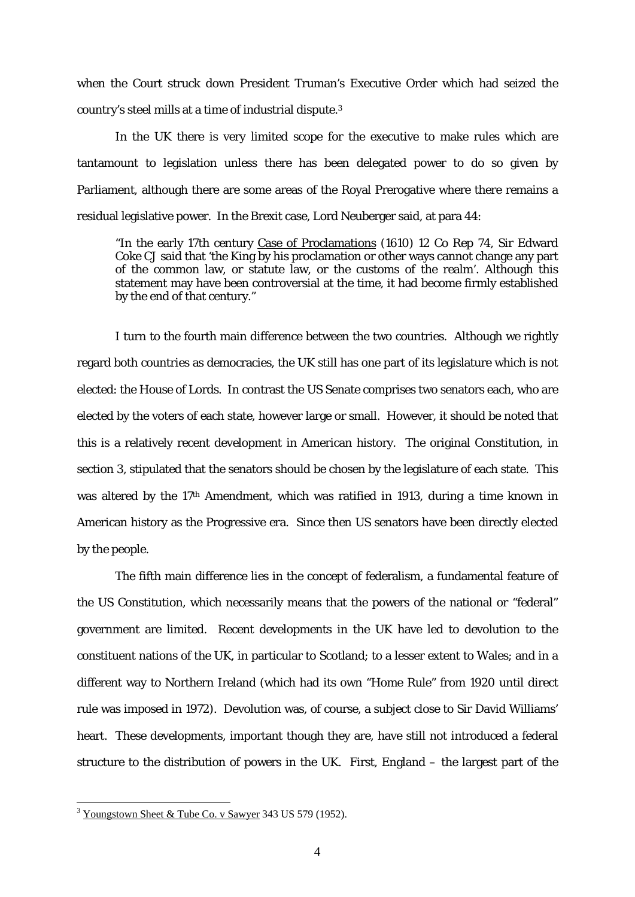when the Court struck down President Truman's Executive Order which had seized the country's steel mills at a time of industrial dispute.[3]

In the UK there is very limited scope for the executive to make rules which are tantamount to legislation unless there has been delegated power to do so given by Parliament, although there are some areas of the Royal Prerogative where there remains a residual legislative power. In the Brexit case, Lord Neuberger said, at para 44:

> "In the early 17th century Case of Proclamations (1610) 12 Co Rep 74, Sir Edward Coke CJ said that 'the King by his proclamation or other ways cannot change any part of the common law, or statute law, or the customs of the realm'. Although this statement may have been controversial at the time, it had become firmly established by the end of that century."

I turn to the fourth main difference between the two countries. Although we rightly regard both countries as democracies, the UK still has one part of its legislature which is not elected: the House of Lords. In contrast the US Senate comprises two senators each, who are elected by the voters of each state, however large or small. However, it should be noted that this is a relatively recent development in American history. The original Constitution, in section 3, stipulated that the senators should be chosen by the legislature of each state. This was altered by the 17th Amendment, which was ratified in 1913, during a time known in American history as the Progressive era. Since then US senators have been directly elected by the people.

The fifth main difference lies in the concept of federalism, a fundamental feature of the US Constitution, which necessarily means that the powers of the national or "federal" government are limited. Recent developments in the UK have led to devolution to the constituent nations of the UK, in particular to Scotland; to a lesser extent to Wales; and in a different way to Northern Ireland (which had its own "Home Rule" from 1920 until direct rule was imposed in 1972). Devolution was, of course, a subject close to Sir David Williams' heart. These developments, important though they are, have still not introduced a federal structure to the distribution of powers in the UK. First, England – the largest part of the

---

[3] Youngstown Sheet & Tube Co. v Sawyer 343 US 579 (1952).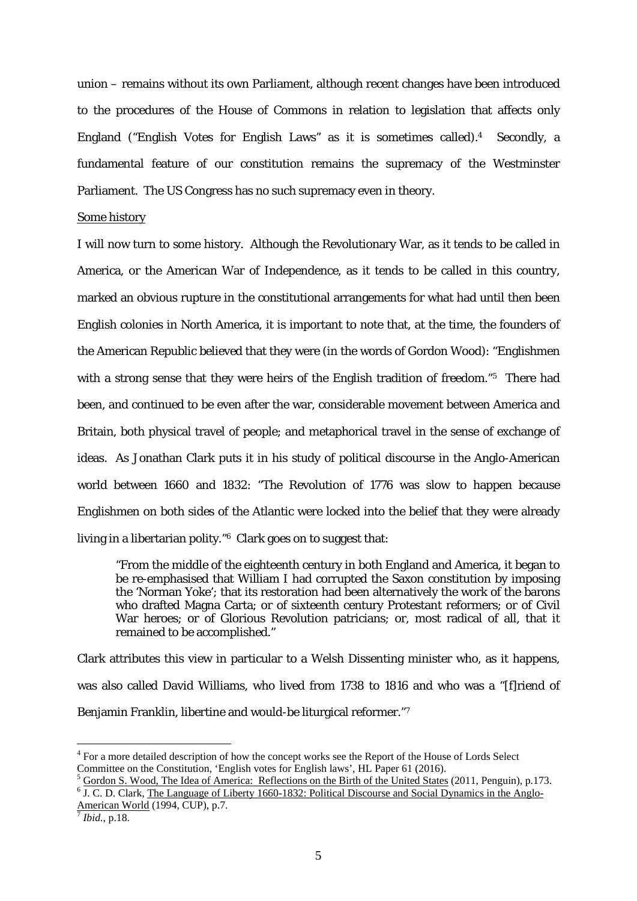union – remains without its own Parliament, although recent changes have been introduced to the procedures of the House of Commons in relation to legislation that affects only England ("English Votes for English Laws" as it is sometimes called).[4] Secondly, a fundamental feature of our constitution remains the supremacy of the Westminster Parliament. The US Congress has no such supremacy even in theory.

## Some history

I will now turn to some history. Although the Revolutionary War, as it tends to be called in America, or the American War of Independence, as it tends to be called in this country, marked an obvious rupture in the constitutional arrangements for what had until then been English colonies in North America, it is important to note that, at the time, the founders of the American Republic believed that they were (in the words of Gordon Wood): "Englishmen with a strong sense that they were heirs of the English tradition of freedom."[5] There had been, and continued to be even after the war, considerable movement between America and Britain, both physical travel of people; and metaphorical travel in the sense of exchange of ideas. As Jonathan Clark puts it in his study of political discourse in the Anglo-American world between 1660 and 1832: "The Revolution of 1776 was slow to happen because Englishmen on both sides of the Atlantic were locked into the belief that they were already living in a libertarian polity."[6] Clark goes on to suggest that:

> "From the middle of the eighteenth century in both England and America, it began to be re-emphasised that William I had corrupted the Saxon constitution by imposing the 'Norman Yoke'; that its restoration had been alternatively the work of the barons who drafted Magna Carta; or of sixteenth century Protestant reformers; or of Civil War heroes; or of Glorious Revolution patricians; or, most radical of all, that it remained to be accomplished."

Clark attributes this view in particular to a Welsh Dissenting minister who, as it happens, was also called David Williams, who lived from 1738 to 1816 and who was a "[f]riend of Benjamin Franklin, libertine and would-be liturgical reformer."[7]

---

[4] For a more detailed description of how the concept works see the Report of the House of Lords Select Committee on the Constitution, 'English votes for English laws', HL Paper 61 (2016).

[5] Gordon S. Wood, The Idea of America: Reflections on the Birth of the United States (2011, Penguin), p.173.

[6] J. C. D. Clark, The Language of Liberty 1660-1832: Political Discourse and Social Dynamics in the Anglo-American World (1994, CUP), p.7.

[7] *Ibid.*, p.18.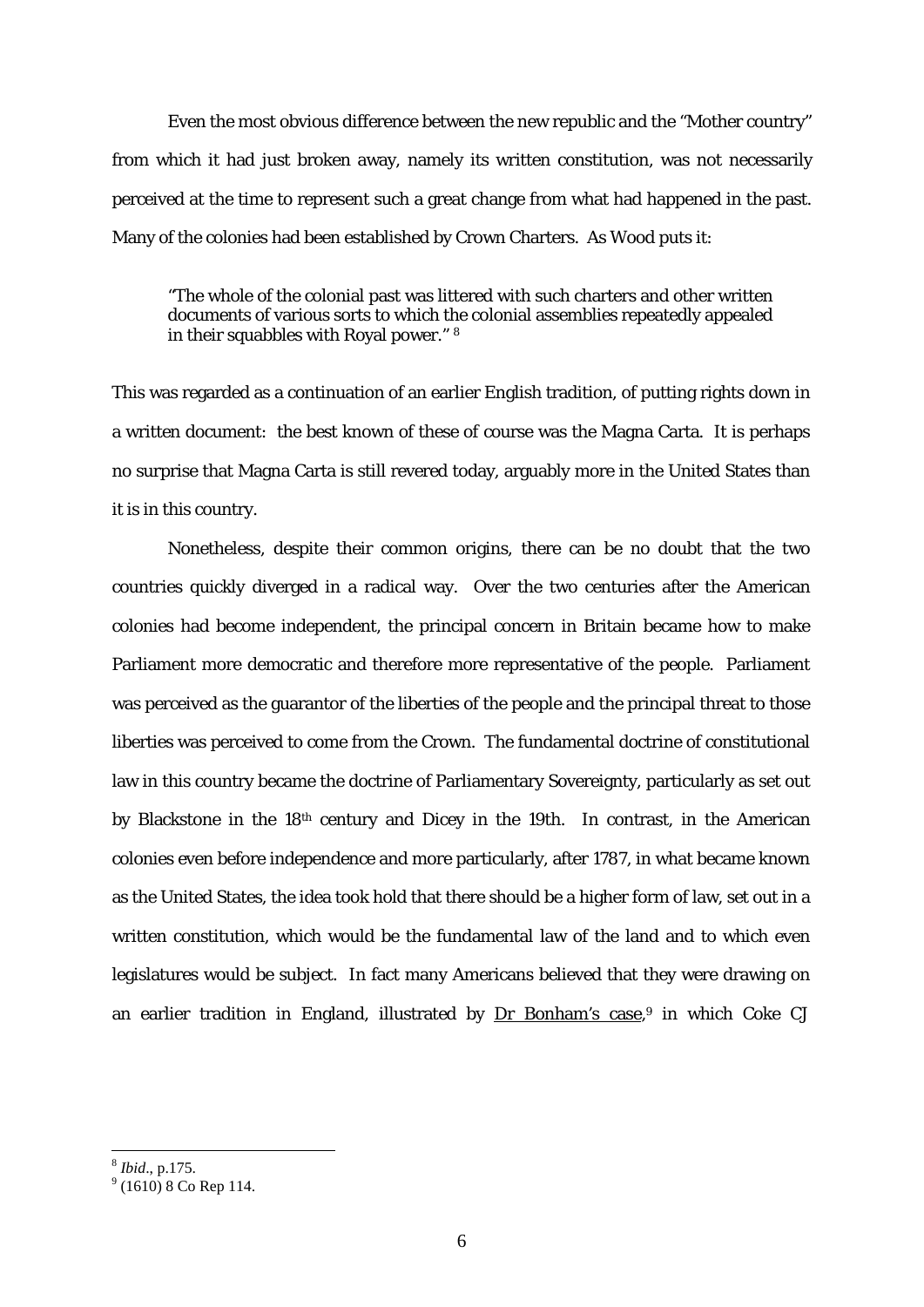Even the most obvious difference between the new republic and the "Mother country" from which it had just broken away, namely its written constitution, was not necessarily perceived at the time to represent such a great change from what had happened in the past. Many of the colonies had been established by Crown Charters. As Wood puts it:

> "The whole of the colonial past was littered with such charters and other written documents of various sorts to which the colonial assemblies repeatedly appealed in their squabbles with Royal power." [8]

This was regarded as a continuation of an earlier English tradition, of putting rights down in a written document: the best known of these of course was the Magna Carta. It is perhaps no surprise that Magna Carta is still revered today, arguably more in the United States than it is in this country.

Nonetheless, despite their common origins, there can be no doubt that the two countries quickly diverged in a radical way. Over the two centuries after the American colonies had become independent, the principal concern in Britain became how to make Parliament more democratic and therefore more representative of the people. Parliament was perceived as the guarantor of the liberties of the people and the principal threat to those liberties was perceived to come from the Crown. The fundamental doctrine of constitutional law in this country became the doctrine of Parliamentary Sovereignty, particularly as set out by Blackstone in the 18th century and Dicey in the 19th. In contrast, in the American colonies even before independence and more particularly, after 1787, in what became known as the United States, the idea took hold that there should be a higher form of law, set out in a written constitution, which would be the fundamental law of the land and to which even legislatures would be subject. In fact many Americans believed that they were drawing on an earlier tradition in England, illustrated by Dr Bonham's case,[9] in which Coke CJ

---

[8] *Ibid*., p.175.

[9] (1610) 8 Co Rep 114.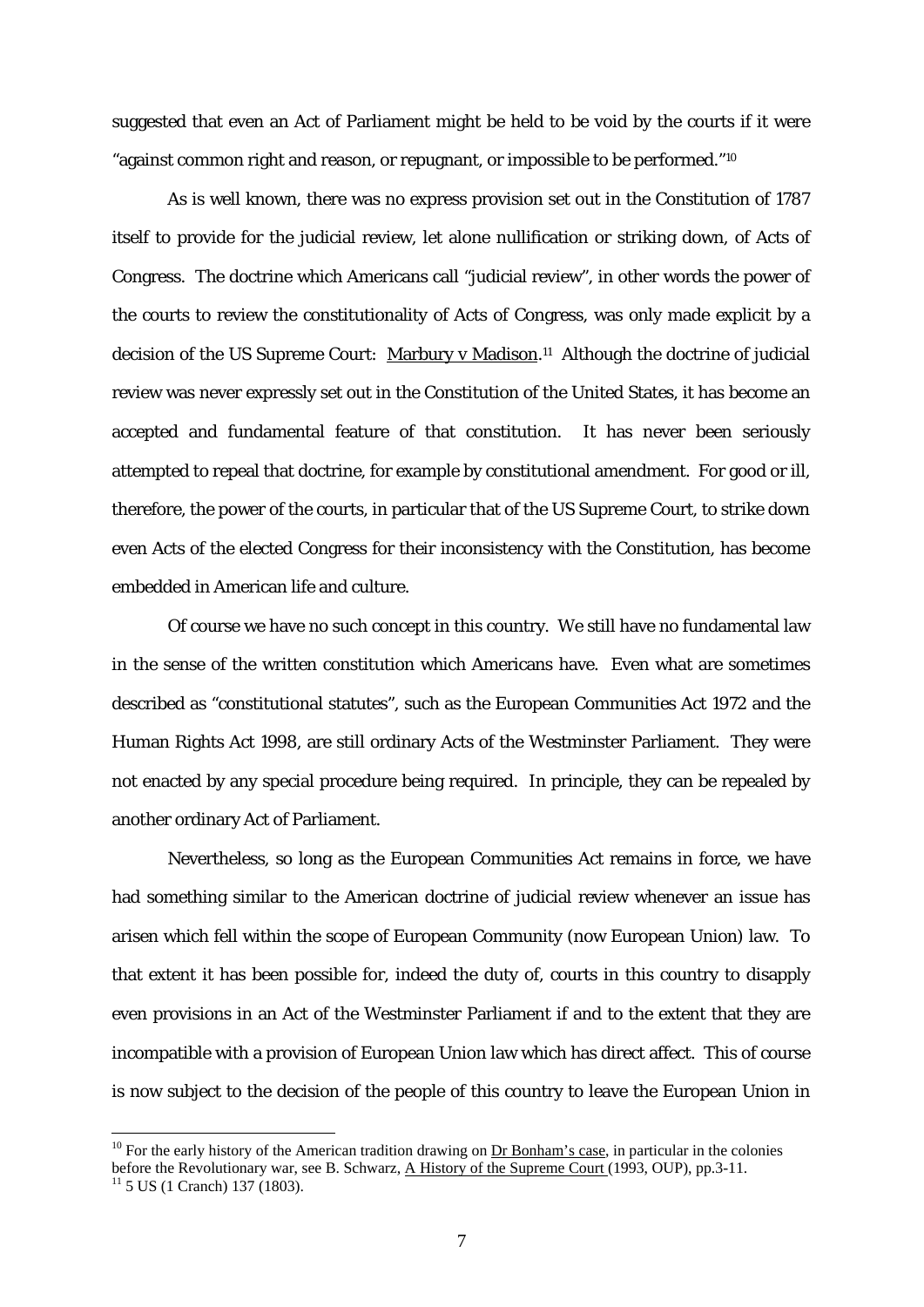suggested that even an Act of Parliament might be held to be void by the courts if it were "against common right and reason, or repugnant, or impossible to be performed."[10]

As is well known, there was no express provision set out in the Constitution of 1787 itself to provide for the judicial review, let alone nullification or striking down, of Acts of Congress. The doctrine which Americans call "judicial review", in other words the power of the courts to review the constitutionality of Acts of Congress, was only made explicit by a decision of the US Supreme Court: Marbury v Madison.[11] Although the doctrine of judicial review was never expressly set out in the Constitution of the United States, it has become an accepted and fundamental feature of that constitution. It has never been seriously attempted to repeal that doctrine, for example by constitutional amendment. For good or ill, therefore, the power of the courts, in particular that of the US Supreme Court, to strike down even Acts of the elected Congress for their inconsistency with the Constitution, has become embedded in American life and culture.

Of course we have no such concept in this country. We still have no fundamental law in the sense of the written constitution which Americans have. Even what are sometimes described as "constitutional statutes", such as the European Communities Act 1972 and the Human Rights Act 1998, are still ordinary Acts of the Westminster Parliament. They were not enacted by any special procedure being required. In principle, they can be repealed by another ordinary Act of Parliament.

Nevertheless, so long as the European Communities Act remains in force, we have had something similar to the American doctrine of judicial review whenever an issue has arisen which fell within the scope of European Community (now European Union) law. To that extent it has been possible for, indeed the duty of, courts in this country to disapply even provisions in an Act of the Westminster Parliament if and to the extent that they are incompatible with a provision of European Union law which has direct affect. This of course is now subject to the decision of the people of this country to leave the European Union in

---

[10] For the early history of the American tradition drawing on Dr Bonham's case, in particular in the colonies before the Revolutionary war, see B. Schwarz, A History of the Supreme Court (1993, OUP), pp.3-11.

[11] 5 US (1 Cranch) 137 (1803).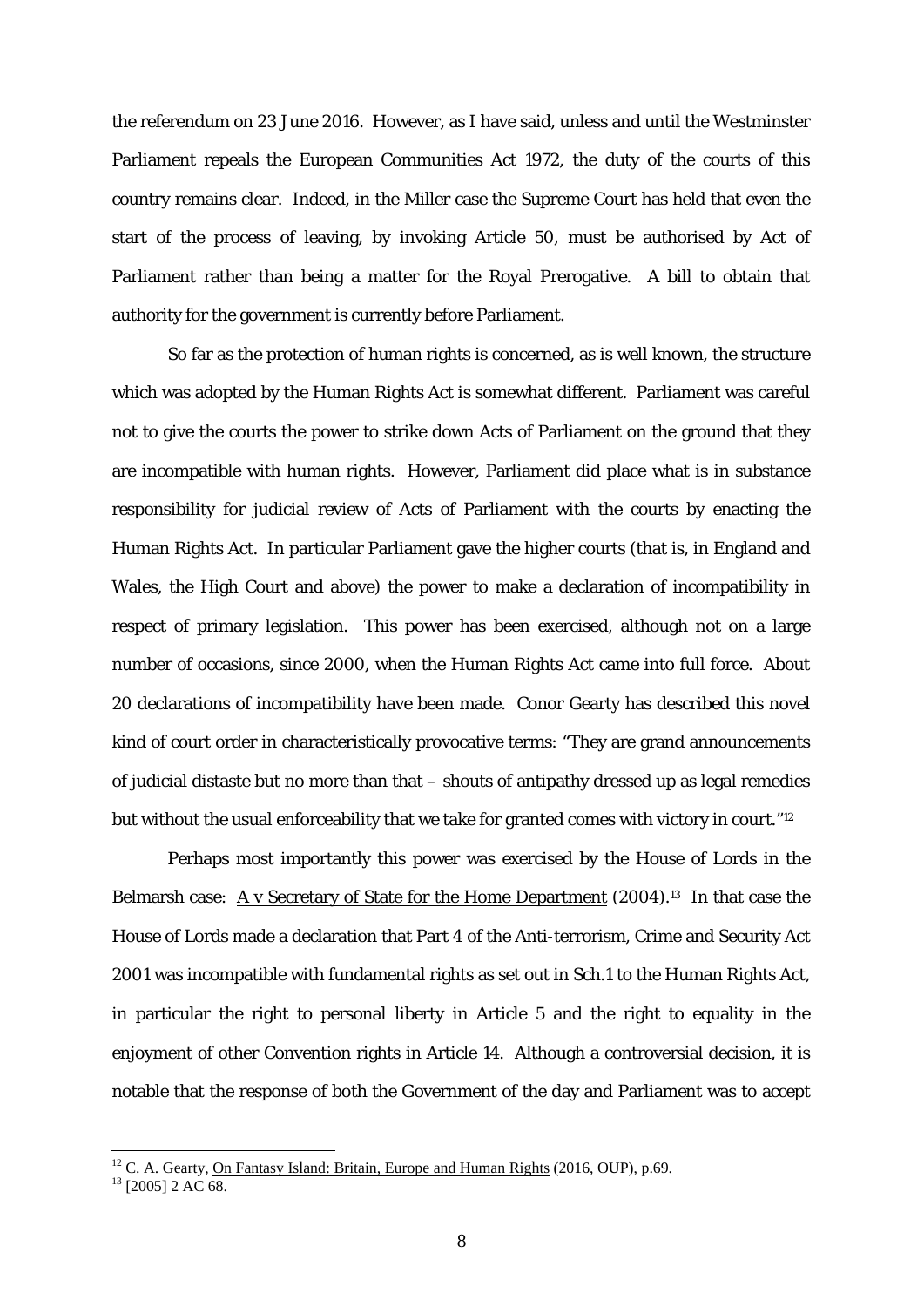the referendum on 23 June 2016. However, as I have said, unless and until the Westminster Parliament repeals the European Communities Act 1972, the duty of the courts of this country remains clear. Indeed, in the Miller case the Supreme Court has held that even the start of the process of leaving, by invoking Article 50, must be authorised by Act of Parliament rather than being a matter for the Royal Prerogative. A bill to obtain that authority for the government is currently before Parliament.

So far as the protection of human rights is concerned, as is well known, the structure which was adopted by the Human Rights Act is somewhat different. Parliament was careful not to give the courts the power to strike down Acts of Parliament on the ground that they are incompatible with human rights. However, Parliament did place what is in substance responsibility for judicial review of Acts of Parliament with the courts by enacting the Human Rights Act. In particular Parliament gave the higher courts (that is, in England and Wales, the High Court and above) the power to make a declaration of incompatibility in respect of primary legislation. This power has been exercised, although not on a large number of occasions, since 2000, when the Human Rights Act came into full force. About 20 declarations of incompatibility have been made. Conor Gearty has described this novel kind of court order in characteristically provocative terms: "They are grand announcements of judicial distaste but no more than that – shouts of antipathy dressed up as legal remedies but without the usual enforceability that we take for granted comes with victory in court."[12]

Perhaps most importantly this power was exercised by the House of Lords in the Belmarsh case: A v Secretary of State for the Home Department (2004).[13] In that case the House of Lords made a declaration that Part 4 of the Anti-terrorism, Crime and Security Act 2001 was incompatible with fundamental rights as set out in Sch.1 to the Human Rights Act, in particular the right to personal liberty in Article 5 and the right to equality in the enjoyment of other Convention rights in Article 14. Although a controversial decision, it is notable that the response of both the Government of the day and Parliament was to accept

---

[12] C. A. Gearty, On Fantasy Island: Britain, Europe and Human Rights (2016, OUP), p.69.

[13] [2005] 2 AC 68.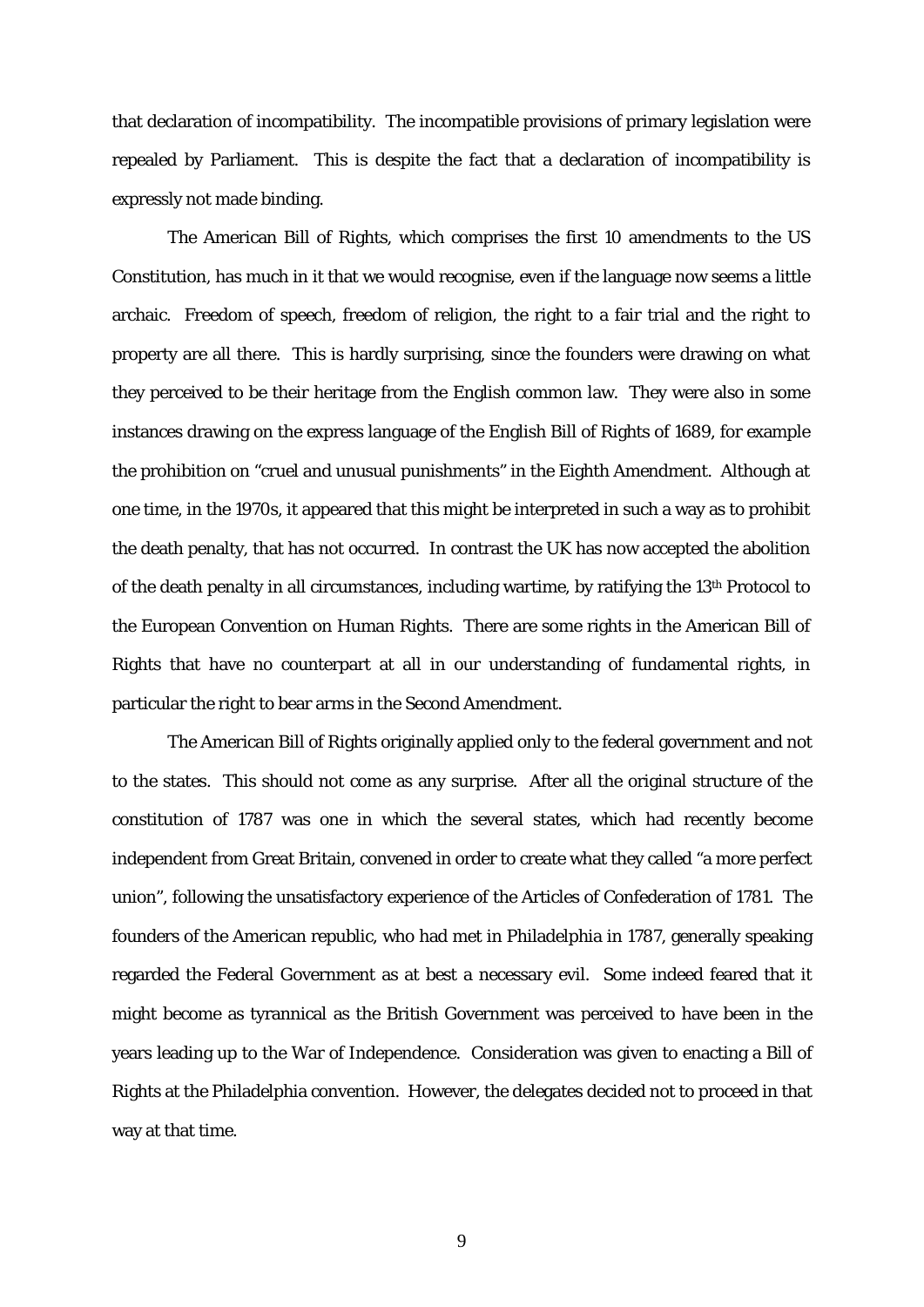that declaration of incompatibility. The incompatible provisions of primary legislation were repealed by Parliament. This is despite the fact that a declaration of incompatibility is expressly not made binding.

The American Bill of Rights, which comprises the first 10 amendments to the US Constitution, has much in it that we would recognise, even if the language now seems a little archaic. Freedom of speech, freedom of religion, the right to a fair trial and the right to property are all there. This is hardly surprising, since the founders were drawing on what they perceived to be their heritage from the English common law. They were also in some instances drawing on the express language of the English Bill of Rights of 1689, for example the prohibition on "cruel and unusual punishments" in the Eighth Amendment. Although at one time, in the 1970s, it appeared that this might be interpreted in such a way as to prohibit the death penalty, that has not occurred. In contrast the UK has now accepted the abolition of the death penalty in all circumstances, including wartime, by ratifying the 13th Protocol to the European Convention on Human Rights. There are some rights in the American Bill of Rights that have no counterpart at all in our understanding of fundamental rights, in particular the right to bear arms in the Second Amendment.

The American Bill of Rights originally applied only to the federal government and not to the states. This should not come as any surprise. After all the original structure of the constitution of 1787 was one in which the several states, which had recently become independent from Great Britain, convened in order to create what they called "a more perfect union", following the unsatisfactory experience of the Articles of Confederation of 1781. The founders of the American republic, who had met in Philadelphia in 1787, generally speaking regarded the Federal Government as at best a necessary evil. Some indeed feared that it might become as tyrannical as the British Government was perceived to have been in the years leading up to the War of Independence. Consideration was given to enacting a Bill of Rights at the Philadelphia convention. However, the delegates decided not to proceed in that way at that time.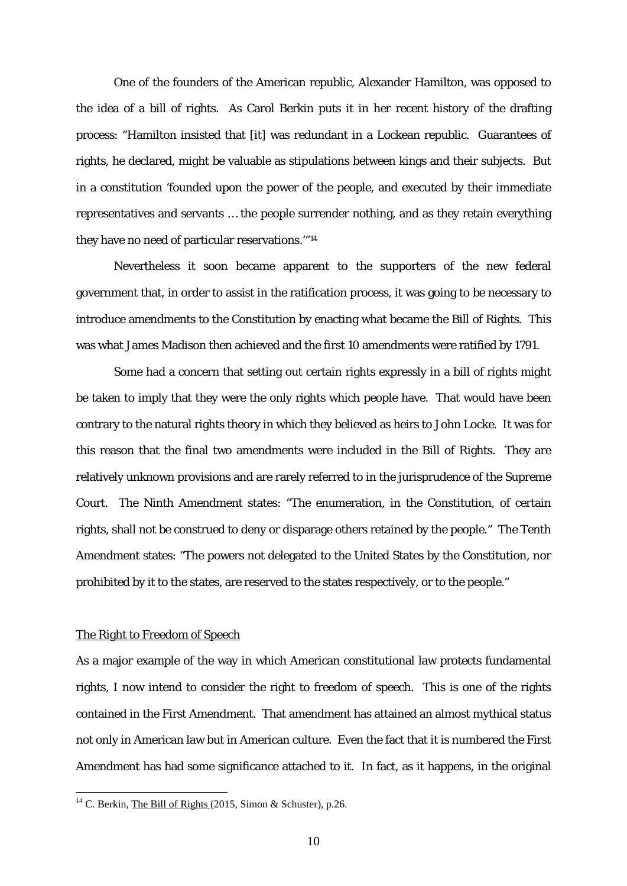One of the founders of the American republic, Alexander Hamilton, was opposed to the idea of a bill of rights. As Carol Berkin puts it in her recent history of the drafting process: "Hamilton insisted that [it] was redundant in a Lockean republic. Guarantees of rights, he declared, might be valuable as stipulations between kings and their subjects. But in a constitution 'founded upon the power of the people, and executed by their immediate representatives and servants … the people surrender nothing, and as they retain everything they have no need of particular reservations.'"[14]

Nevertheless it soon became apparent to the supporters of the new federal government that, in order to assist in the ratification process, it was going to be necessary to introduce amendments to the Constitution by enacting what became the Bill of Rights. This was what James Madison then achieved and the first 10 amendments were ratified by 1791.

Some had a concern that setting out certain rights expressly in a bill of rights might be taken to imply that they were the only rights which people have. That would have been contrary to the natural rights theory in which they believed as heirs to John Locke. It was for this reason that the final two amendments were included in the Bill of Rights. They are relatively unknown provisions and are rarely referred to in the jurisprudence of the Supreme Court. The Ninth Amendment states: "The enumeration, in the Constitution, of certain rights, shall not be construed to deny or disparage others retained by the people." The Tenth Amendment states: "The powers not delegated to the United States by the Constitution, nor prohibited by it to the states, are reserved to the states respectively, or to the people."

<u>The Right to Freedom of Speech</u>

As a major example of the way in which American constitutional law protects fundamental rights, I now intend to consider the right to freedom of speech. This is one of the rights contained in the First Amendment. That amendment has attained an almost mythical status not only in American law but in American culture. Even the fact that it is numbered the First Amendment has had some significance attached to it. In fact, as it happens, in the original

[14] C. Berkin, The Bill of Rights (2015, Simon & Schuster), p.26.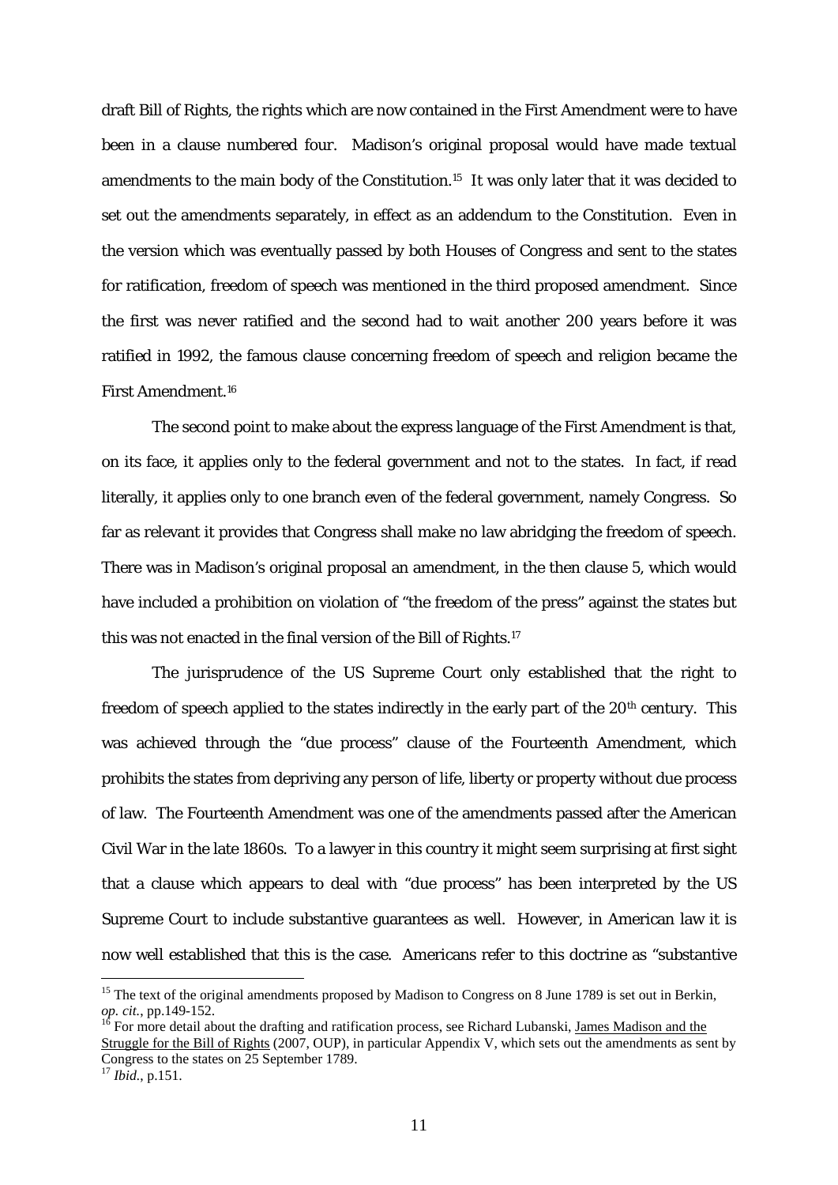draft Bill of Rights, the rights which are now contained in the First Amendment were to have been in a clause numbered four. Madison's original proposal would have made textual amendments to the main body of the Constitution.[15] It was only later that it was decided to set out the amendments separately, in effect as an addendum to the Constitution. Even in the version which was eventually passed by both Houses of Congress and sent to the states for ratification, freedom of speech was mentioned in the third proposed amendment. Since the first was never ratified and the second had to wait another 200 years before it was ratified in 1992, the famous clause concerning freedom of speech and religion became the First Amendment.[16]

The second point to make about the express language of the First Amendment is that, on its face, it applies only to the federal government and not to the states. In fact, if read literally, it applies only to one branch even of the federal government, namely Congress. So far as relevant it provides that Congress shall make no law abridging the freedom of speech. There was in Madison's original proposal an amendment, in the then clause 5, which would have included a prohibition on violation of "the freedom of the press" against the states but this was not enacted in the final version of the Bill of Rights.[17]

The jurisprudence of the US Supreme Court only established that the right to freedom of speech applied to the states indirectly in the early part of the 20th century. This was achieved through the "due process" clause of the Fourteenth Amendment, which prohibits the states from depriving any person of life, liberty or property without due process of law. The Fourteenth Amendment was one of the amendments passed after the American Civil War in the late 1860s. To a lawyer in this country it might seem surprising at first sight that a clause which appears to deal with "due process" has been interpreted by the US Supreme Court to include substantive guarantees as well. However, in American law it is now well established that this is the case. Americans refer to this doctrine as "substantive

---

[15] The text of the original amendments proposed by Madison to Congress on 8 June 1789 is set out in Berkin, *op. cit.*, pp.149-152.

[16] For more detail about the drafting and ratification process, see Richard Lubanski, James Madison and the Struggle for the Bill of Rights (2007, OUP), in particular Appendix V, which sets out the amendments as sent by Congress to the states on 25 September 1789.

[17] *Ibid.*, p.151.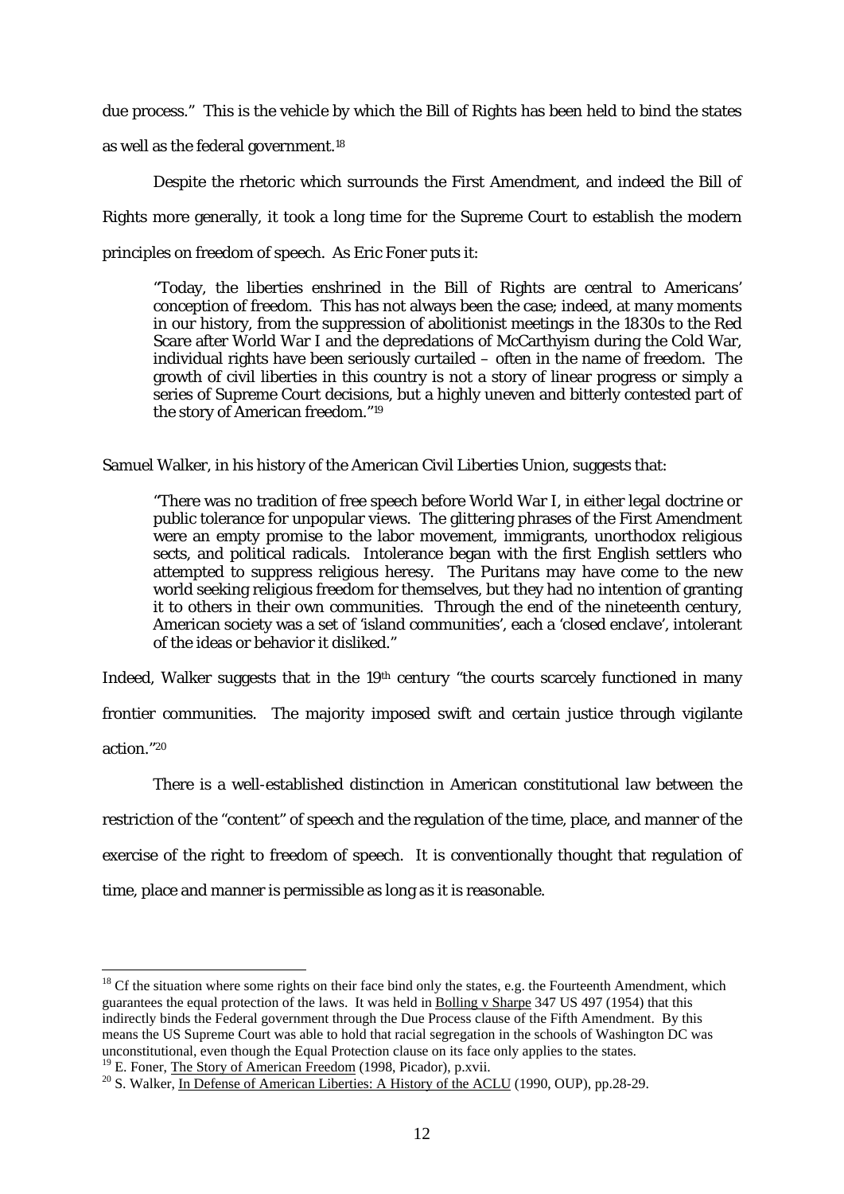due process." This is the vehicle by which the Bill of Rights has been held to bind the states as well as the federal government.[18]

Despite the rhetoric which surrounds the First Amendment, and indeed the Bill of Rights more generally, it took a long time for the Supreme Court to establish the modern principles on freedom of speech. As Eric Foner puts it:

> "Today, the liberties enshrined in the Bill of Rights are central to Americans' conception of freedom. This has not always been the case; indeed, at many moments in our history, from the suppression of abolitionist meetings in the 1830s to the Red Scare after World War I and the depredations of McCarthyism during the Cold War, individual rights have been seriously curtailed – often in the name of freedom. The growth of civil liberties in this country is not a story of linear progress or simply a series of Supreme Court decisions, but a highly uneven and bitterly contested part of the story of American freedom."[19]

Samuel Walker, in his history of the American Civil Liberties Union, suggests that:

> "There was no tradition of free speech before World War I, in either legal doctrine or public tolerance for unpopular views. The glittering phrases of the First Amendment were an empty promise to the labor movement, immigrants, unorthodox religious sects, and political radicals. Intolerance began with the first English settlers who attempted to suppress religious heresy. The Puritans may have come to the new world seeking religious freedom for themselves, but they had no intention of granting it to others in their own communities. Through the end of the nineteenth century, American society was a set of 'island communities', each a 'closed enclave', intolerant of the ideas or behavior it disliked."

Indeed, Walker suggests that in the 19th century "the courts scarcely functioned in many frontier communities. The majority imposed swift and certain justice through vigilante action."[20]

There is a well-established distinction in American constitutional law between the restriction of the "content" of speech and the regulation of the time, place, and manner of the exercise of the right to freedom of speech. It is conventionally thought that regulation of time, place and manner is permissible as long as it is reasonable.

---

[18] Cf the situation where some rights on their face bind only the states, e.g. the Fourteenth Amendment, which guarantees the equal protection of the laws. It was held in Bolling v Sharpe 347 US 497 (1954) that this indirectly binds the Federal government through the Due Process clause of the Fifth Amendment. By this means the US Supreme Court was able to hold that racial segregation in the schools of Washington DC was unconstitutional, even though the Equal Protection clause on its face only applies to the states.

[19] E. Foner, The Story of American Freedom (1998, Picador), p.xvii.

[20] S. Walker, In Defense of American Liberties: A History of the ACLU (1990, OUP), pp.28-29.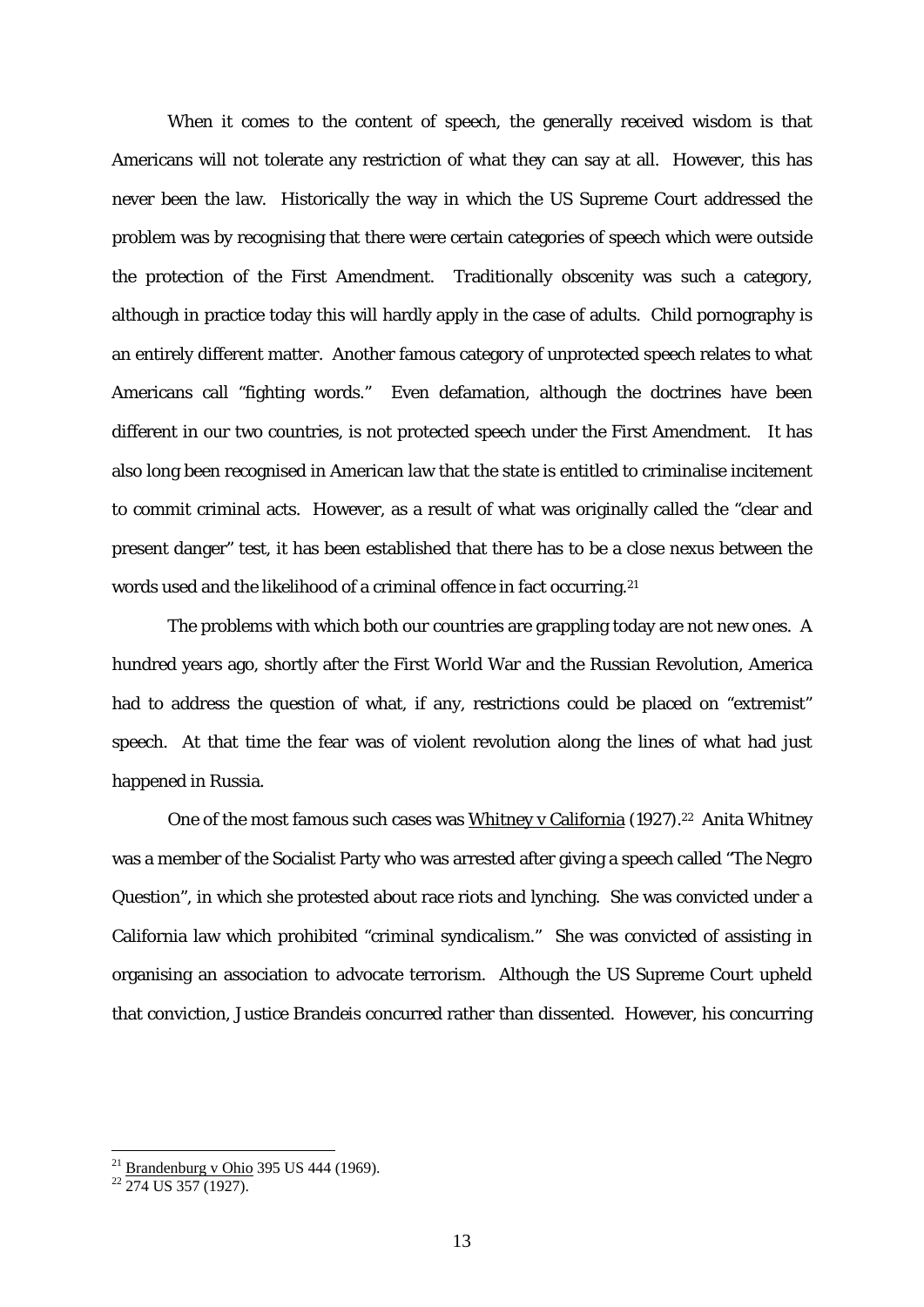When it comes to the content of speech, the generally received wisdom is that Americans will not tolerate any restriction of what they can say at all. However, this has never been the law. Historically the way in which the US Supreme Court addressed the problem was by recognising that there were certain categories of speech which were outside the protection of the First Amendment. Traditionally obscenity was such a category, although in practice today this will hardly apply in the case of adults. Child pornography is an entirely different matter. Another famous category of unprotected speech relates to what Americans call "fighting words." Even defamation, although the doctrines have been different in our two countries, is not protected speech under the First Amendment. It has also long been recognised in American law that the state is entitled to criminalise incitement to commit criminal acts. However, as a result of what was originally called the "clear and present danger" test, it has been established that there has to be a close nexus between the words used and the likelihood of a criminal offence in fact occurring.[21]

The problems with which both our countries are grappling today are not new ones. A hundred years ago, shortly after the First World War and the Russian Revolution, America had to address the question of what, if any, restrictions could be placed on "extremist" speech. At that time the fear was of violent revolution along the lines of what had just happened in Russia.

One of the most famous such cases was Whitney v California (1927).[22] Anita Whitney was a member of the Socialist Party who was arrested after giving a speech called "The Negro Question", in which she protested about race riots and lynching. She was convicted under a California law which prohibited "criminal syndicalism." She was convicted of assisting in organising an association to advocate terrorism. Although the US Supreme Court upheld that conviction, Justice Brandeis concurred rather than dissented. However, his concurring

[21] Brandenburg v Ohio 395 US 444 (1969).

[22] 274 US 357 (1927).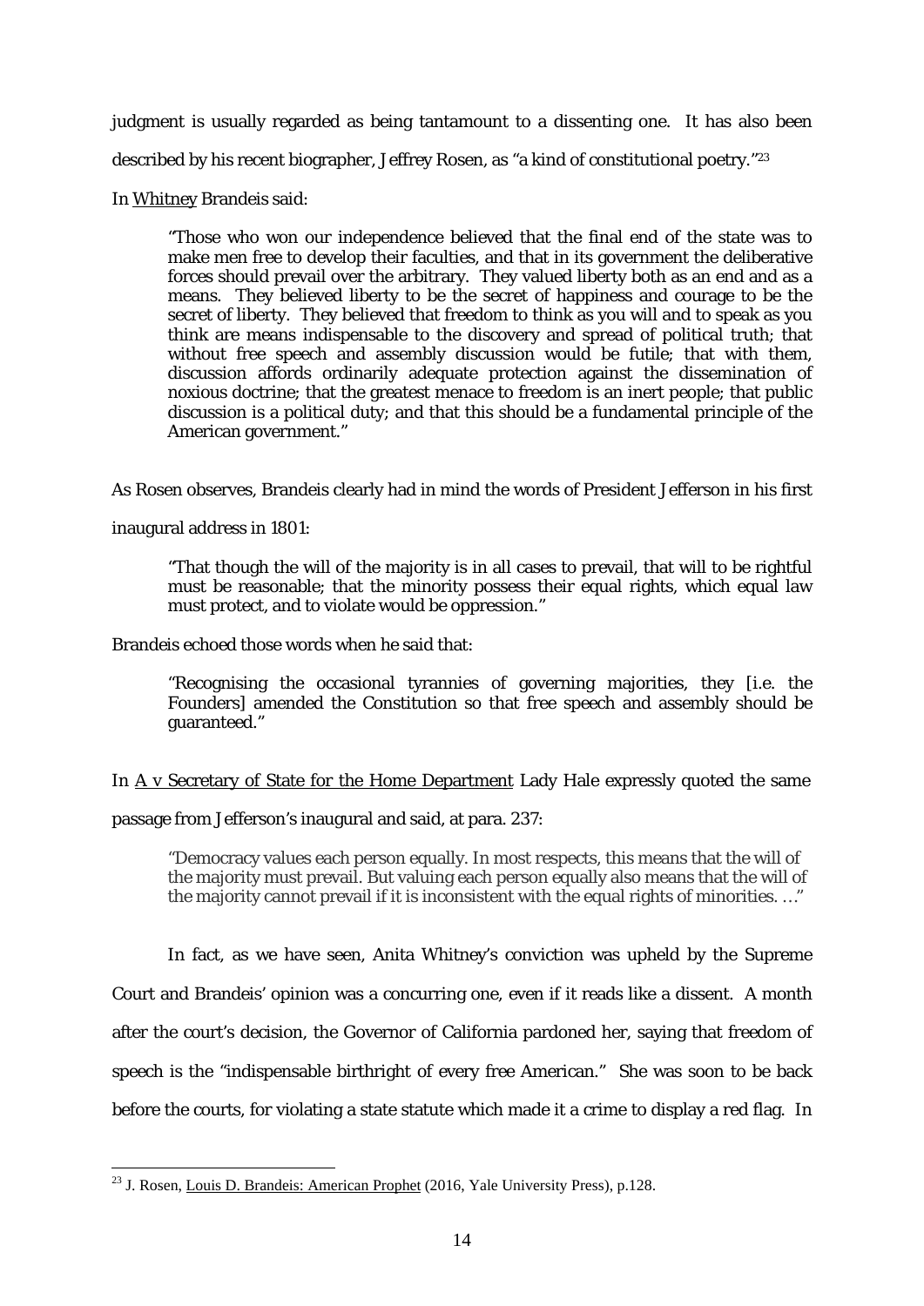judgment is usually regarded as being tantamount to a dissenting one. It has also been described by his recent biographer, Jeffrey Rosen, as "a kind of constitutional poetry."[23]

In Whitney Brandeis said:

> "Those who won our independence believed that the final end of the state was to make men free to develop their faculties, and that in its government the deliberative forces should prevail over the arbitrary. They valued liberty both as an end and as a means. They believed liberty to be the secret of happiness and courage to be the secret of liberty. They believed that freedom to think as you will and to speak as you think are means indispensable to the discovery and spread of political truth; that without free speech and assembly discussion would be futile; that with them, discussion affords ordinarily adequate protection against the dissemination of noxious doctrine; that the greatest menace to freedom is an inert people; that public discussion is a political duty; and that this should be a fundamental principle of the American government."

As Rosen observes, Brandeis clearly had in mind the words of President Jefferson in his first inaugural address in 1801:

> "That though the will of the majority is in all cases to prevail, that will to be rightful must be reasonable; that the minority possess their equal rights, which equal law must protect, and to violate would be oppression."

Brandeis echoed those words when he said that:

> "Recognising the occasional tyrannies of governing majorities, they [i.e. the Founders] amended the Constitution so that free speech and assembly should be guaranteed."

In A v Secretary of State for the Home Department Lady Hale expressly quoted the same passage from Jefferson's inaugural and said, at para. 237:

> "Democracy values each person equally. In most respects, this means that the will of the majority must prevail. But valuing each person equally also means that the will of the majority cannot prevail if it is inconsistent with the equal rights of minorities. …"

In fact, as we have seen, Anita Whitney's conviction was upheld by the Supreme Court and Brandeis' opinion was a concurring one, even if it reads like a dissent. A month after the court's decision, the Governor of California pardoned her, saying that freedom of speech is the "indispensable birthright of every free American." She was soon to be back before the courts, for violating a state statute which made it a crime to display a red flag. In

---

[23] J. Rosen, Louis D. Brandeis: American Prophet (2016, Yale University Press), p.128.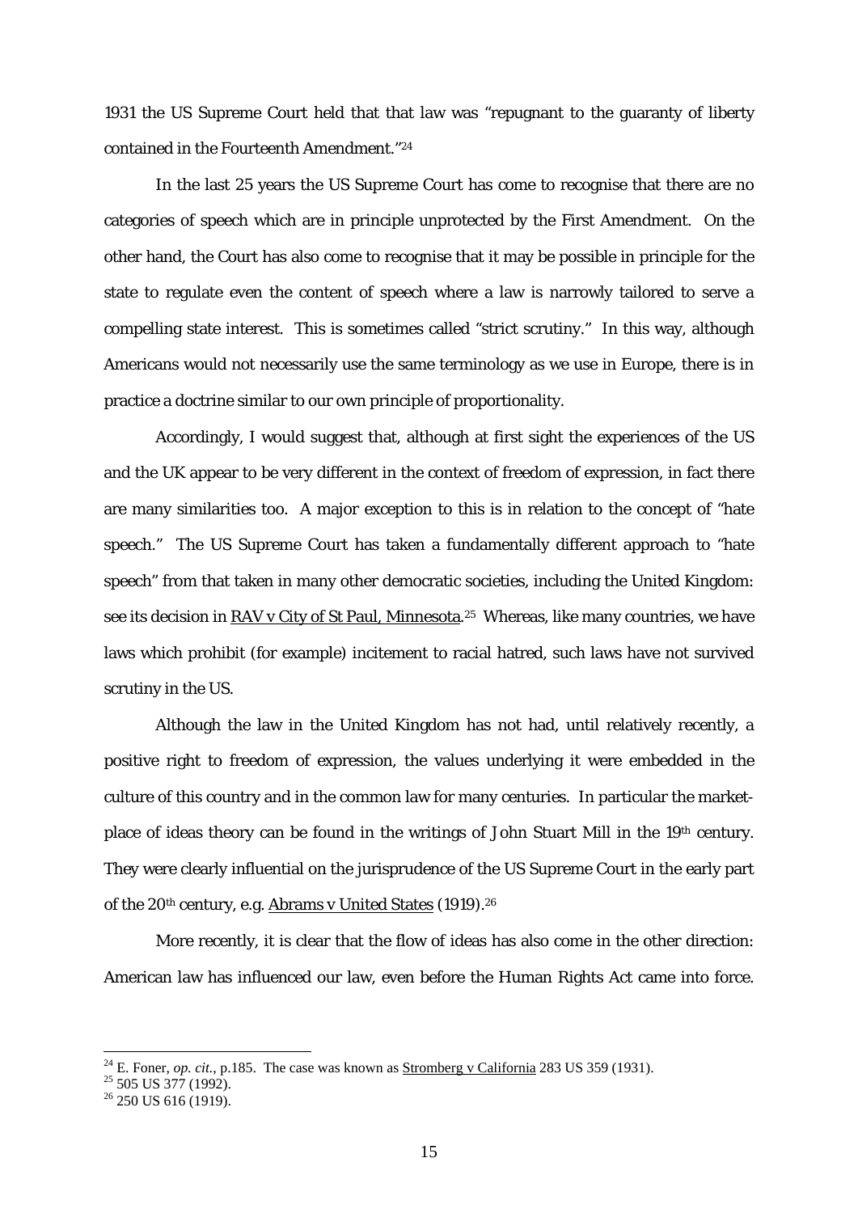1931 the US Supreme Court held that that law was "repugnant to the guaranty of liberty contained in the Fourteenth Amendment."[24]

In the last 25 years the US Supreme Court has come to recognise that there are no categories of speech which are in principle unprotected by the First Amendment. On the other hand, the Court has also come to recognise that it may be possible in principle for the state to regulate even the content of speech where a law is narrowly tailored to serve a compelling state interest. This is sometimes called "strict scrutiny." In this way, although Americans would not necessarily use the same terminology as we use in Europe, there is in practice a doctrine similar to our own principle of proportionality.

Accordingly, I would suggest that, although at first sight the experiences of the US and the UK appear to be very different in the context of freedom of expression, in fact there are many similarities too. A major exception to this is in relation to the concept of "hate speech." The US Supreme Court has taken a fundamentally different approach to "hate speech" from that taken in many other democratic societies, including the United Kingdom: see its decision in RAV v City of St Paul, Minnesota.[25] Whereas, like many countries, we have laws which prohibit (for example) incitement to racial hatred, such laws have not survived scrutiny in the US.

Although the law in the United Kingdom has not had, until relatively recently, a positive right to freedom of expression, the values underlying it were embedded in the culture of this country and in the common law for many centuries. In particular the market-place of ideas theory can be found in the writings of John Stuart Mill in the 19th century. They were clearly influential on the jurisprudence of the US Supreme Court in the early part of the 20th century, e.g. Abrams v United States (1919).[26]

More recently, it is clear that the flow of ideas has also come in the other direction: American law has influenced our law, even before the Human Rights Act came into force.

---

[24] E. Foner, *op. cit.*, p.185. The case was known as Stromberg v California 283 US 359 (1931).

[25] 505 US 377 (1992).

[26] 250 US 616 (1919).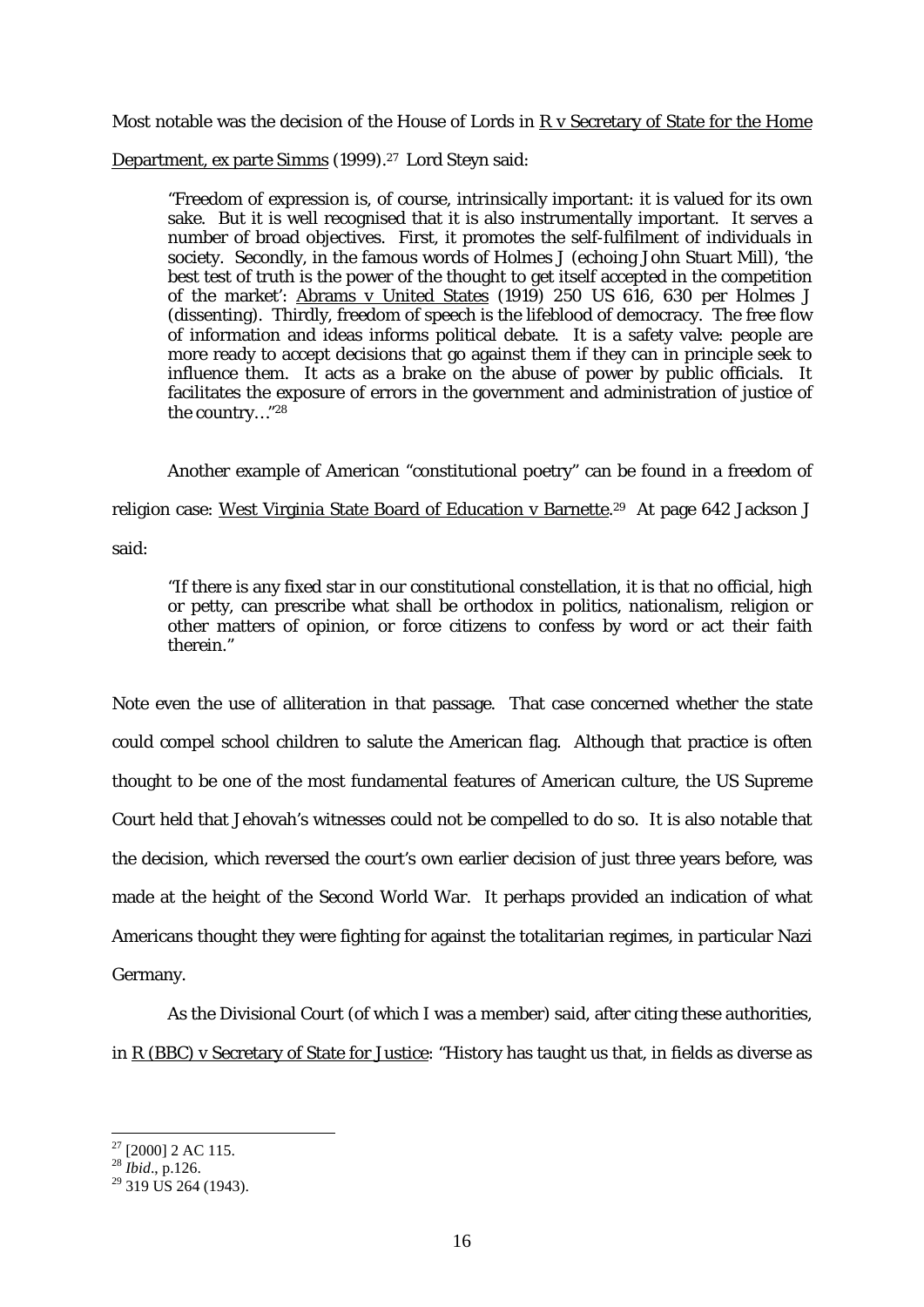Most notable was the decision of the House of Lords in R v Secretary of State for the Home Department, ex parte Simms (1999).[27] Lord Steyn said:

> "Freedom of expression is, of course, intrinsically important: it is valued for its own sake. But it is well recognised that it is also instrumentally important. It serves a number of broad objectives. First, it promotes the self-fulfilment of individuals in society. Secondly, in the famous words of Holmes J (echoing John Stuart Mill), 'the best test of truth is the power of the thought to get itself accepted in the competition of the market': Abrams v United States (1919) 250 US 616, 630 per Holmes J (dissenting). Thirdly, freedom of speech is the lifeblood of democracy. The free flow of information and ideas informs political debate. It is a safety valve: people are more ready to accept decisions that go against them if they can in principle seek to influence them. It acts as a brake on the abuse of power by public officials. It facilitates the exposure of errors in the government and administration of justice of the country…"[28]

Another example of American "constitutional poetry" can be found in a freedom of religion case: West Virginia State Board of Education v Barnette.[29] At page 642 Jackson J said:

> "If there is any fixed star in our constitutional constellation, it is that no official, high or petty, can prescribe what shall be orthodox in politics, nationalism, religion or other matters of opinion, or force citizens to confess by word or act their faith therein."

Note even the use of alliteration in that passage. That case concerned whether the state could compel school children to salute the American flag. Although that practice is often thought to be one of the most fundamental features of American culture, the US Supreme Court held that Jehovah's witnesses could not be compelled to do so. It is also notable that the decision, which reversed the court's own earlier decision of just three years before, was made at the height of the Second World War. It perhaps provided an indication of what Americans thought they were fighting for against the totalitarian regimes, in particular Nazi Germany.

As the Divisional Court (of which I was a member) said, after citing these authorities, in R (BBC) v Secretary of State for Justice: "History has taught us that, in fields as diverse as

---

[27] [2000] 2 AC 115.

[28] *Ibid*., p.126.

[29] 319 US 264 (1943).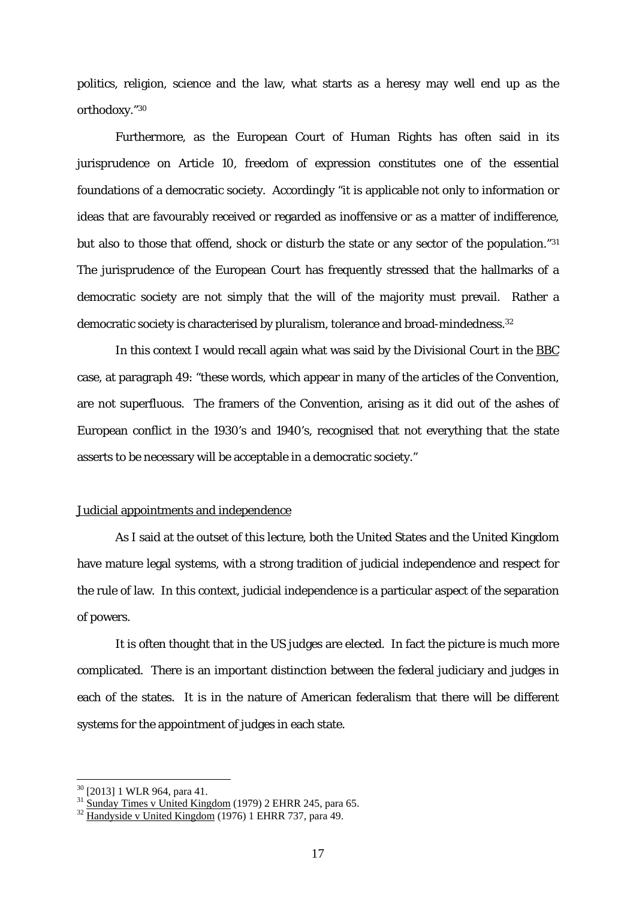politics, religion, science and the law, what starts as a heresy may well end up as the orthodoxy."[30]

Furthermore, as the European Court of Human Rights has often said in its jurisprudence on Article 10, freedom of expression constitutes one of the essential foundations of a democratic society. Accordingly "it is applicable not only to information or ideas that are favourably received or regarded as inoffensive or as a matter of indifference, but also to those that offend, shock or disturb the state or any sector of the population."[31] The jurisprudence of the European Court has frequently stressed that the hallmarks of a democratic society are not simply that the will of the majority must prevail. Rather a democratic society is characterised by pluralism, tolerance and broad-mindedness.[32]

In this context I would recall again what was said by the Divisional Court in the BBC case, at paragraph 49: "these words, which appear in many of the articles of the Convention, are not superfluous. The framers of the Convention, arising as it did out of the ashes of European conflict in the 1930's and 1940's, recognised that not everything that the state asserts to be necessary will be acceptable in a democratic society."

## Judicial appointments and independence

As I said at the outset of this lecture, both the United States and the United Kingdom have mature legal systems, with a strong tradition of judicial independence and respect for the rule of law. In this context, judicial independence is a particular aspect of the separation of powers.

It is often thought that in the US judges are elected. In fact the picture is much more complicated. There is an important distinction between the federal judiciary and judges in each of the states. It is in the nature of American federalism that there will be different systems for the appointment of judges in each state.

---

[30] [2013] 1 WLR 964, para 41.

[31] Sunday Times v United Kingdom (1979) 2 EHRR 245, para 65.

[32] Handyside v United Kingdom (1976) 1 EHRR 737, para 49.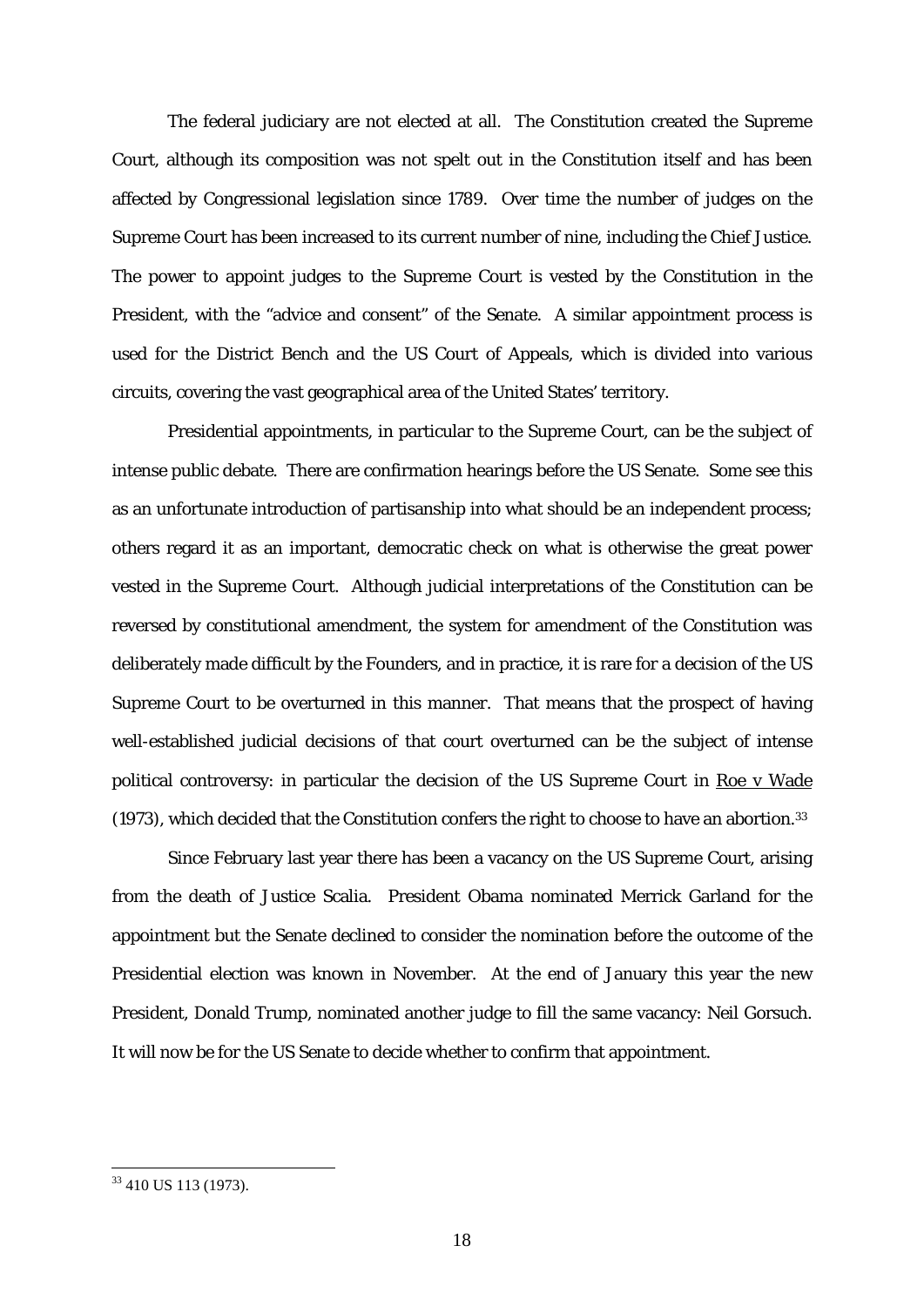The federal judiciary are not elected at all. The Constitution created the Supreme Court, although its composition was not spelt out in the Constitution itself and has been affected by Congressional legislation since 1789. Over time the number of judges on the Supreme Court has been increased to its current number of nine, including the Chief Justice. The power to appoint judges to the Supreme Court is vested by the Constitution in the President, with the "advice and consent" of the Senate. A similar appointment process is used for the District Bench and the US Court of Appeals, which is divided into various circuits, covering the vast geographical area of the United States' territory.

Presidential appointments, in particular to the Supreme Court, can be the subject of intense public debate. There are confirmation hearings before the US Senate. Some see this as an unfortunate introduction of partisanship into what should be an independent process; others regard it as an important, democratic check on what is otherwise the great power vested in the Supreme Court. Although judicial interpretations of the Constitution can be reversed by constitutional amendment, the system for amendment of the Constitution was deliberately made difficult by the Founders, and in practice, it is rare for a decision of the US Supreme Court to be overturned in this manner. That means that the prospect of having well-established judicial decisions of that court overturned can be the subject of intense political controversy: in particular the decision of the US Supreme Court in Roe v Wade (1973), which decided that the Constitution confers the right to choose to have an abortion.[33]

Since February last year there has been a vacancy on the US Supreme Court, arising from the death of Justice Scalia. President Obama nominated Merrick Garland for the appointment but the Senate declined to consider the nomination before the outcome of the Presidential election was known in November. At the end of January this year the new President, Donald Trump, nominated another judge to fill the same vacancy: Neil Gorsuch. It will now be for the US Senate to decide whether to confirm that appointment.

---

[33] 410 US 113 (1973).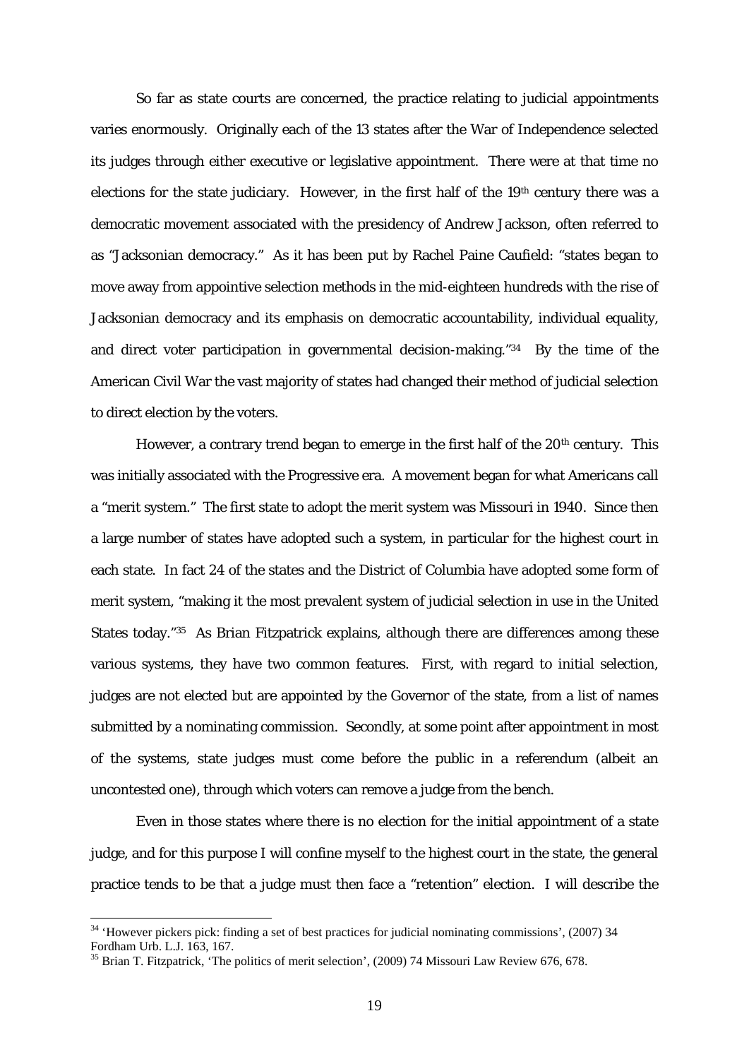So far as state courts are concerned, the practice relating to judicial appointments varies enormously. Originally each of the 13 states after the War of Independence selected its judges through either executive or legislative appointment. There were at that time no elections for the state judiciary. However, in the first half of the 19th century there was a democratic movement associated with the presidency of Andrew Jackson, often referred to as "Jacksonian democracy." As it has been put by Rachel Paine Caufield: "states began to move away from appointive selection methods in the mid-eighteen hundreds with the rise of Jacksonian democracy and its emphasis on democratic accountability, individual equality, and direct voter participation in governmental decision-making."[34] By the time of the American Civil War the vast majority of states had changed their method of judicial selection to direct election by the voters.

However, a contrary trend began to emerge in the first half of the 20th century. This was initially associated with the Progressive era. A movement began for what Americans call a "merit system." The first state to adopt the merit system was Missouri in 1940. Since then a large number of states have adopted such a system, in particular for the highest court in each state. In fact 24 of the states and the District of Columbia have adopted some form of merit system, "making it the most prevalent system of judicial selection in use in the United States today."[35] As Brian Fitzpatrick explains, although there are differences among these various systems, they have two common features. First, with regard to initial selection, judges are not elected but are appointed by the Governor of the state, from a list of names submitted by a nominating commission. Secondly, at some point after appointment in most of the systems, state judges must come before the public in a referendum (albeit an uncontested one), through which voters can remove a judge from the bench.

Even in those states where there is no election for the initial appointment of a state judge, and for this purpose I will confine myself to the highest court in the state, the general practice tends to be that a judge must then face a "retention" election. I will describe the

---

[34] 'However pickers pick: finding a set of best practices for judicial nominating commissions', (2007) 34 Fordham Urb. L.J. 163, 167.

[35] Brian T. Fitzpatrick, 'The politics of merit selection', (2009) 74 Missouri Law Review 676, 678.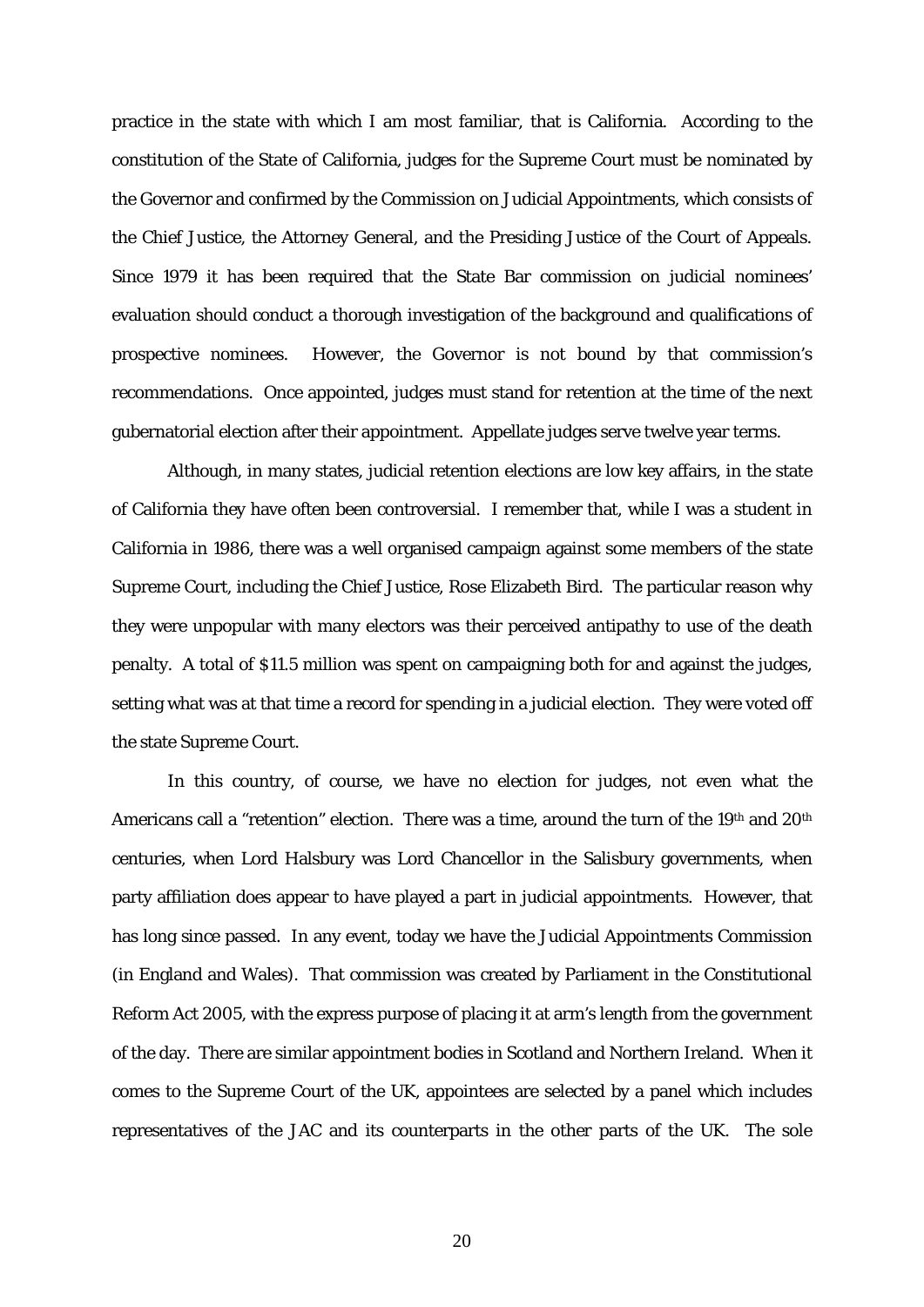practice in the state with which I am most familiar, that is California. According to the constitution of the State of California, judges for the Supreme Court must be nominated by the Governor and confirmed by the Commission on Judicial Appointments, which consists of the Chief Justice, the Attorney General, and the Presiding Justice of the Court of Appeals. Since 1979 it has been required that the State Bar commission on judicial nominees' evaluation should conduct a thorough investigation of the background and qualifications of prospective nominees. However, the Governor is not bound by that commission's recommendations. Once appointed, judges must stand for retention at the time of the next gubernatorial election after their appointment. Appellate judges serve twelve year terms.

Although, in many states, judicial retention elections are low key affairs, in the state of California they have often been controversial. I remember that, while I was a student in California in 1986, there was a well organised campaign against some members of the state Supreme Court, including the Chief Justice, Rose Elizabeth Bird. The particular reason why they were unpopular with many electors was their perceived antipathy to use of the death penalty. A total of \$11.5 million was spent on campaigning both for and against the judges, setting what was at that time a record for spending in a judicial election. They were voted off the state Supreme Court.

In this country, of course, we have no election for judges, not even what the Americans call a "retention" election. There was a time, around the turn of the 19th and 20th centuries, when Lord Halsbury was Lord Chancellor in the Salisbury governments, when party affiliation does appear to have played a part in judicial appointments. However, that has long since passed. In any event, today we have the Judicial Appointments Commission (in England and Wales). That commission was created by Parliament in the Constitutional Reform Act 2005, with the express purpose of placing it at arm's length from the government of the day. There are similar appointment bodies in Scotland and Northern Ireland. When it comes to the Supreme Court of the UK, appointees are selected by a panel which includes representatives of the JAC and its counterparts in the other parts of the UK. The sole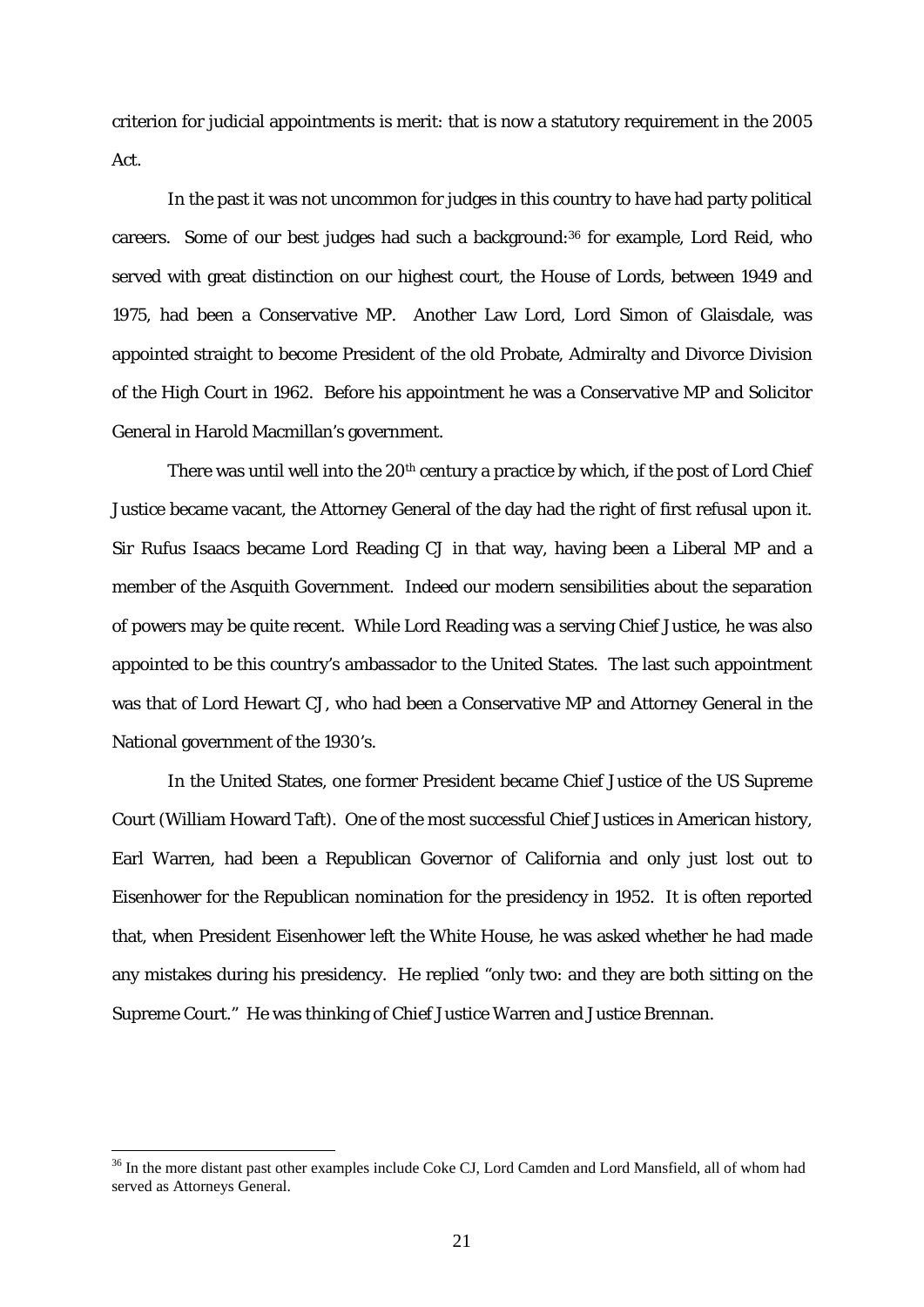criterion for judicial appointments is merit: that is now a statutory requirement in the 2005 Act.

In the past it was not uncommon for judges in this country to have had party political careers. Some of our best judges had such a background:[36] for example, Lord Reid, who served with great distinction on our highest court, the House of Lords, between 1949 and 1975, had been a Conservative MP. Another Law Lord, Lord Simon of Glaisdale, was appointed straight to become President of the old Probate, Admiralty and Divorce Division of the High Court in 1962. Before his appointment he was a Conservative MP and Solicitor General in Harold Macmillan's government.

There was until well into the 20th century a practice by which, if the post of Lord Chief Justice became vacant, the Attorney General of the day had the right of first refusal upon it. Sir Rufus Isaacs became Lord Reading CJ in that way, having been a Liberal MP and a member of the Asquith Government. Indeed our modern sensibilities about the separation of powers may be quite recent. While Lord Reading was a serving Chief Justice, he was also appointed to be this country's ambassador to the United States. The last such appointment was that of Lord Hewart CJ, who had been a Conservative MP and Attorney General in the National government of the 1930's.

In the United States, one former President became Chief Justice of the US Supreme Court (William Howard Taft). One of the most successful Chief Justices in American history, Earl Warren, had been a Republican Governor of California and only just lost out to Eisenhower for the Republican nomination for the presidency in 1952. It is often reported that, when President Eisenhower left the White House, he was asked whether he had made any mistakes during his presidency. He replied "only two: and they are both sitting on the Supreme Court." He was thinking of Chief Justice Warren and Justice Brennan.

---

[36] In the more distant past other examples include Coke CJ, Lord Camden and Lord Mansfield, all of whom had served as Attorneys General.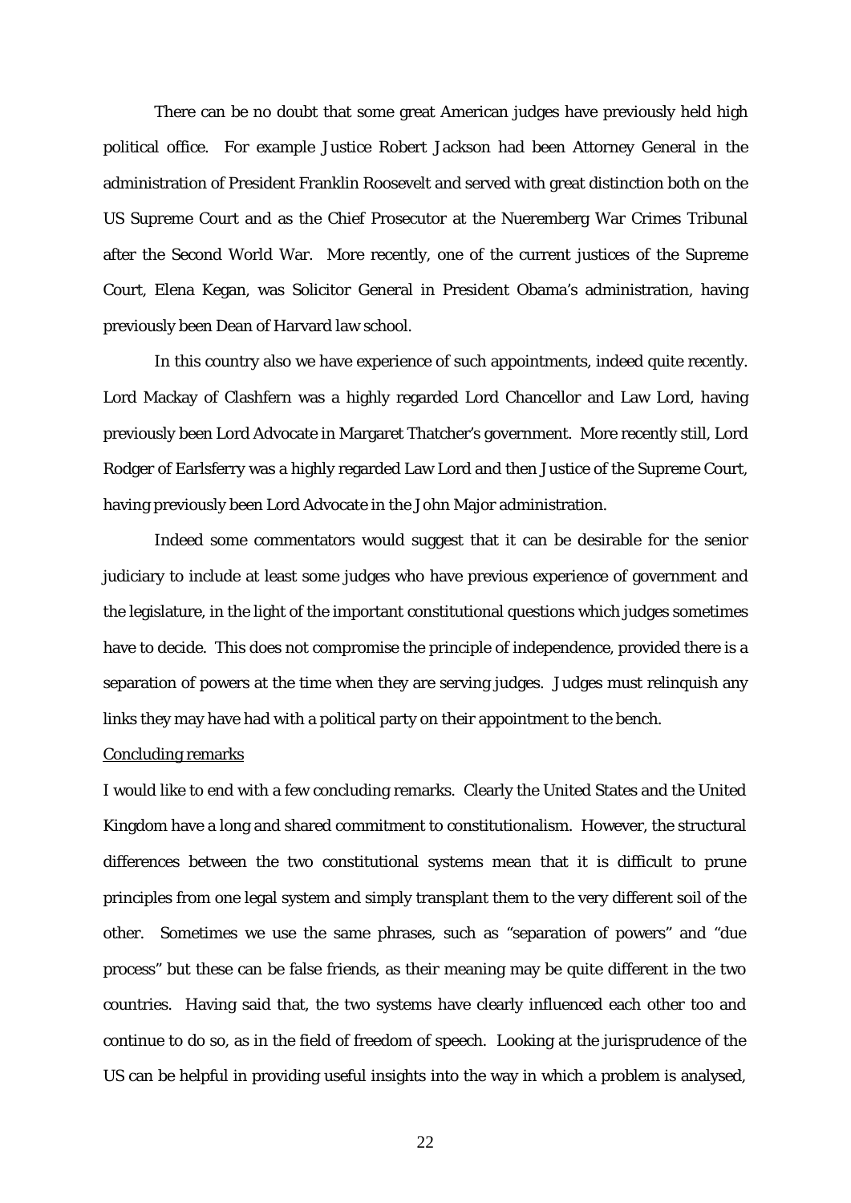There can be no doubt that some great American judges have previously held high political office. For example Justice Robert Jackson had been Attorney General in the administration of President Franklin Roosevelt and served with great distinction both on the US Supreme Court and as the Chief Prosecutor at the Nueremberg War Crimes Tribunal after the Second World War. More recently, one of the current justices of the Supreme Court, Elena Kegan, was Solicitor General in President Obama's administration, having previously been Dean of Harvard law school.

In this country also we have experience of such appointments, indeed quite recently. Lord Mackay of Clashfern was a highly regarded Lord Chancellor and Law Lord, having previously been Lord Advocate in Margaret Thatcher's government. More recently still, Lord Rodger of Earlsferry was a highly regarded Law Lord and then Justice of the Supreme Court, having previously been Lord Advocate in the John Major administration.

Indeed some commentators would suggest that it can be desirable for the senior judiciary to include at least some judges who have previous experience of government and the legislature, in the light of the important constitutional questions which judges sometimes have to decide. This does not compromise the principle of independence, provided there is a separation of powers at the time when they are serving judges. Judges must relinquish any links they may have had with a political party on their appointment to the bench.

<u>Concluding remarks</u>

I would like to end with a few concluding remarks. Clearly the United States and the United Kingdom have a long and shared commitment to constitutionalism. However, the structural differences between the two constitutional systems mean that it is difficult to prune principles from one legal system and simply transplant them to the very different soil of the other. Sometimes we use the same phrases, such as "separation of powers" and "due process" but these can be false friends, as their meaning may be quite different in the two countries. Having said that, the two systems have clearly influenced each other too and continue to do so, as in the field of freedom of speech. Looking at the jurisprudence of the US can be helpful in providing useful insights into the way in which a problem is analysed,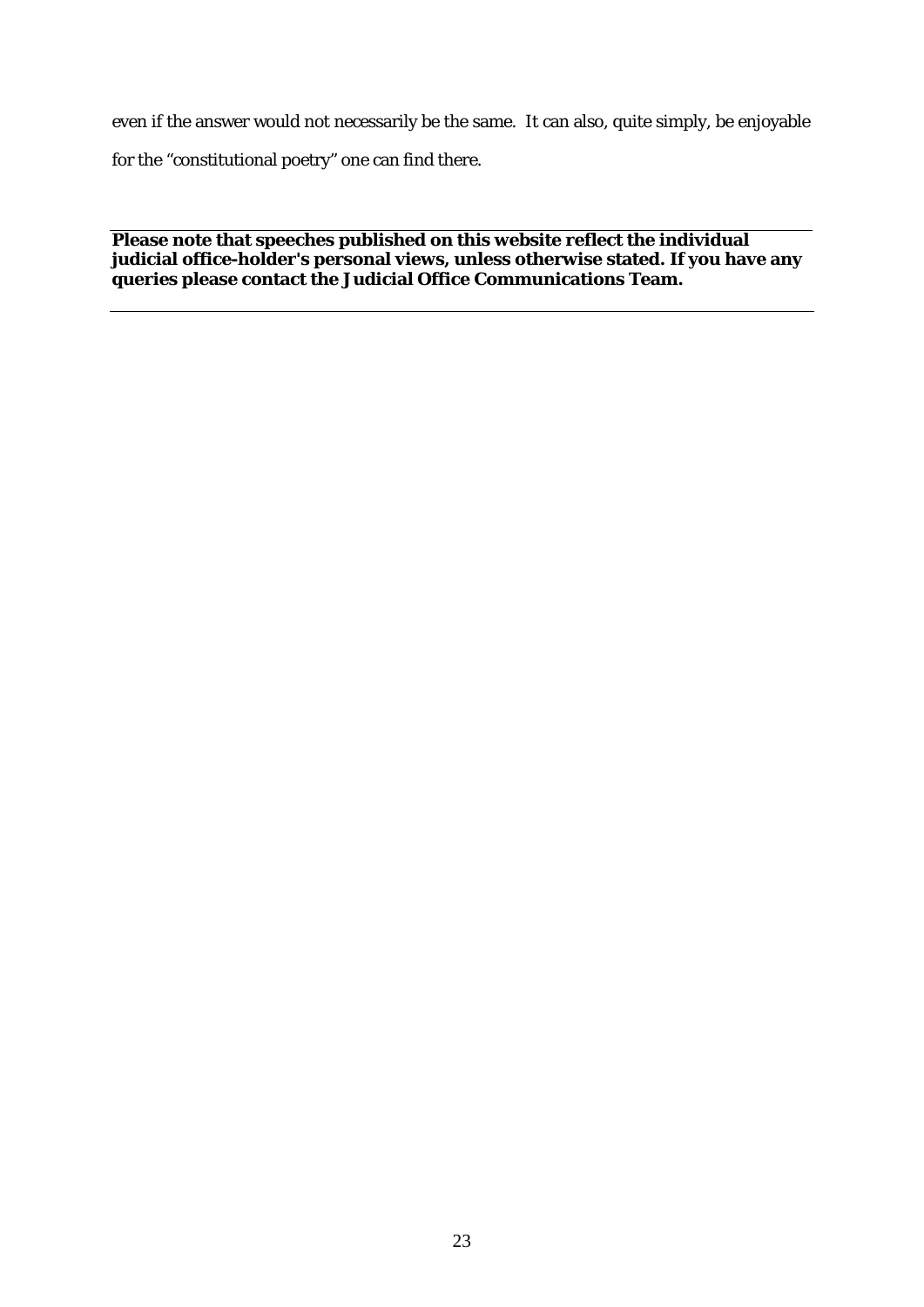even if the answer would not necessarily be the same. It can also, quite simply, be enjoyable for the "constitutional poetry" one can find there.

---

**Please note that speeches published on this website reflect the individual judicial office-holder's personal views, unless otherwise stated. If you have any queries please contact the Judicial Office Communications Team.**

---